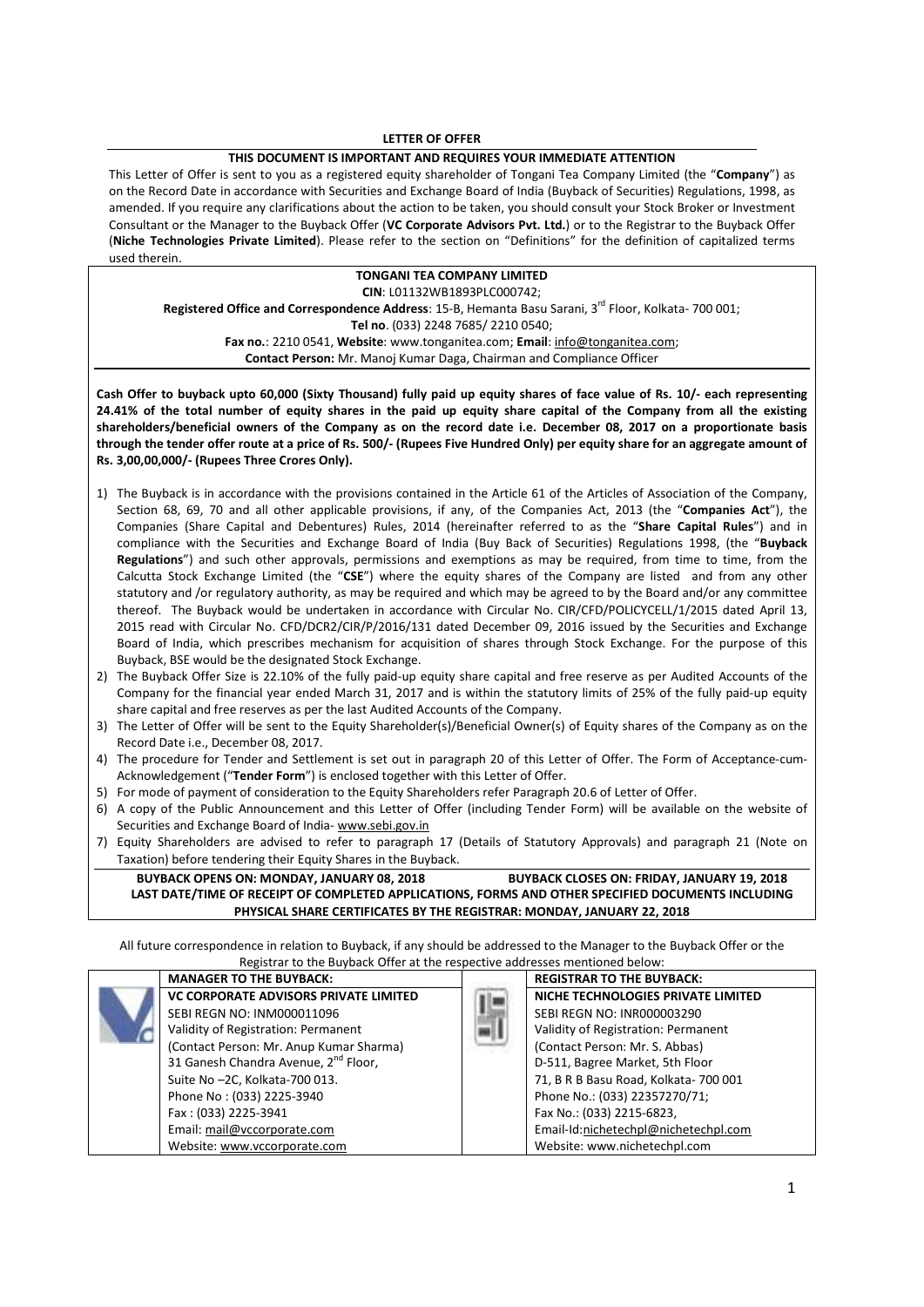# LETTER OF OFFER

**THIS DOCUMENT IS IMPORTANT AND REQUIRES YOUR IMMEDIATE ATTENTION**

This Letter of Offer is sent to you as a registered equity shareholder of Tongani Tea Company Limited (the "**Company**") as on the Record Date in accordance with Securities and Exchange Board of India (Buyback of Securities) Regulations, 1998, as amended. If you require any clarifications about the action to be taken, you should consult your Stock Broker or Investment Consultant or the Manager to the Buyback Offer (**VC Corporate Advisors Pvt. Ltd.**) or to the Registrar to the Buyback Offer (**Niche Technologies Private Limited**). Please refer to the section on "Definitions" for the definition of capitalized terms used therein.

**TONGANI TEA COMPANY LIMITED**

**CIN**: L01132WB1893PLC000742;

**Registered Office and Correspondence Address**: 15-B, Hemanta Basu Sarani, 3rd Floor, Kolkata- 700 001;

**Tel no**. (033) 2248 7685/ 2210 0540;

**Fax no.**: 2210 0541, **Website**: www.tonganitea.com; **Email**: info@tonganitea.com;

**Contact Person:** Mr. Manoj Kumar Daga, Chairman and Compliance Officer

**Cash Offer to buyback upto 60,000 (Sixty Thousand) fully paid up equity shares of face value of Rs. 10/- each representing 24.41% of the total number of equity shares in the paid up equity share capital of the Company from all the existing shareholders/beneficial owners of the Company as on the record date i.e. December 08, 2017 on a proportionate basis through the tender offer route at a price of Rs. 500/- (Rupees Five Hundred Only) per equity share for an aggregate amount of Rs. 3,00,00,000/- (Rupees Three Crores Only).**

1) The Buyback is in accordance with the provisions contained in the Article 61 of the Articles of Association of the Company, Section 68, 69, 70 and all other applicable provisions, if any, of the Companies Act, 2013 (the "**Companies Act**"), the Companies (Share Capital and Debentures) Rules, 2014 (hereinafter referred to as the "**Share Capital Rules**") and in compliance with the Securities and Exchange Board of India (Buy Back of Securities) Regulations 1998, (the "**Buyback Regulations**") and such other approvals, permissions and exemptions as may be required, from time to time, from the Calcutta Stock Exchange Limited (the "**CSE**") where the equity shares of the Company are listed and from any other statutory and /or regulatory authority, as may be required and which may be agreed to by the Board and/or any committee thereof. The Buyback would be undertaken in accordance with Circular No. CIR/CFD/POLICYCELL/1/2015 dated April 13, 2015 read with Circular No. CFD/DCR2/CIR/P/2016/131 dated December 09, 2016 issued by the Securities and Exchange Board of India, which prescribes mechanism for acquisition of shares through Stock Exchange. For the purpose of this Buyback, BSE would be the designated Stock Exchange.
2) The Buyback Offer Size is 22.10% of the fully paid-up equity share capital and free reserve as per Audited Accounts of the Company for the financial year ended March 31, 2017 and is within the statutory limits of 25% of the fully paid-up equity share capital and free reserves as per the last Audited Accounts of the Company.
3) The Letter of Offer will be sent to the Equity Shareholder(s)/Beneficial Owner(s) of Equity shares of the Company as on the Record Date i.e., December 08, 2017.
4) The procedure for Tender and Settlement is set out in paragraph 20 of this Letter of Offer. The Form of Acceptance-cum-Acknowledgement ("**Tender Form**") is enclosed together with this Letter of Offer.
5) For mode of payment of consideration to the Equity Shareholders refer Paragraph 20.6 of Letter of Offer.
6) A copy of the Public Announcement and this Letter of Offer (including Tender Form) will be available on the website of Securities and Exchange Board of India- www.sebi.gov.in
7) Equity Shareholders are advised to refer to paragraph 17 (Details of Statutory Approvals) and paragraph 21 (Note on Taxation) before tendering their Equity Shares in the Buyback.

**BUYBACK OPENS ON: MONDAY, JANUARY 08, 2018** | **BUYBACK CLOSES ON: FRIDAY, JANUARY 19, 2018**

**LAST DATE/TIME OF RECEIPT OF COMPLETED APPLICATIONS, FORMS AND OTHER SPECIFIED DOCUMENTS INCLUDING PHYSICAL SHARE CERTIFICATES BY THE REGISTRAR: MONDAY, JANUARY 22, 2018**

All future correspondence in relation to Buyback, if any should be addressed to the Manager to the Buyback Offer or the Registrar to the Buyback Offer at the respective addresses mentioned below:

| MANAGER TO THE BUYBACK: | REGISTRAR TO THE BUYBACK: |
|---|---|
| **VC CORPORATE ADVISORS PRIVATE LIMITED** | **NICHE TECHNOLOGIES PRIVATE LIMITED** |
| SEBI REGN NO: INM000011096 | SEBI REGN NO: INR000003290 |
| Validity of Registration: Permanent | Validity of Registration: Permanent |
| (Contact Person: Mr. Anup Kumar Sharma) | (Contact Person: Mr. S. Abbas) |
| 31 Ganesh Chandra Avenue, 2nd Floor, | D-511, Bagree Market, 5th Floor |
| Suite No –2C, Kolkata-700 013. | 71, B R B Basu Road, Kolkata- 700 001 |
| Phone No : (033) 2225-3940 | Phone No.: (033) 22357270/71; |
| Fax : (033) 2225-3941 | Fax No.: (033) 2215-6823, |
| Email: mail@vccorporate.com | Email-Id:nichetechpl@nichetechpl.com |
| Website: www.vccorporate.com | Website: www.nichetechpl.com |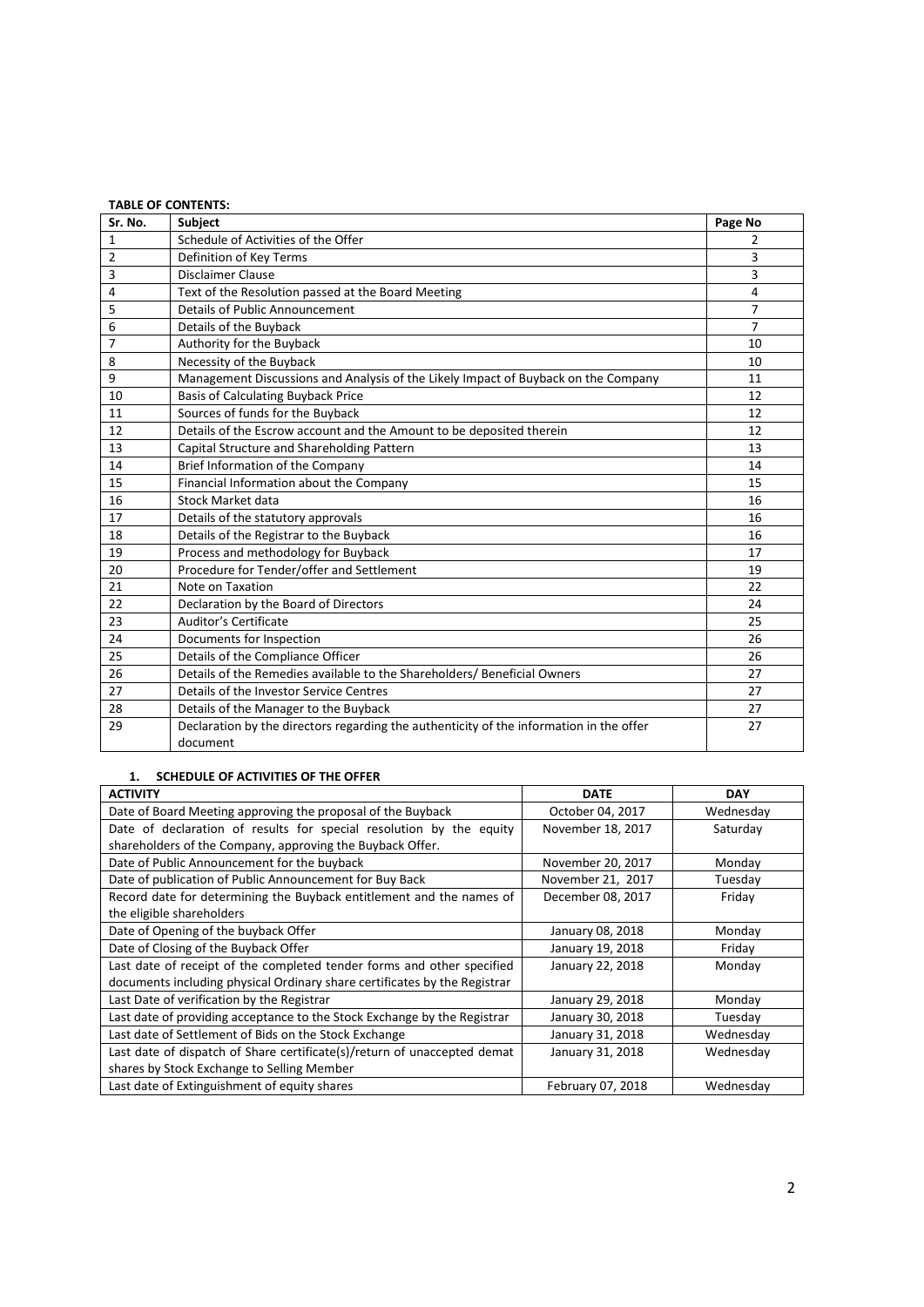**TABLE OF CONTENTS:**

| Sr. No. | Subject | Page No |
|---|---|---|
| 1 | Schedule of Activities of the Offer | 2 |
| 2 | Definition of Key Terms | 3 |
| 3 | Disclaimer Clause | 3 |
| 4 | Text of the Resolution passed at the Board Meeting | 4 |
| 5 | Details of Public Announcement | 7 |
| 6 | Details of the Buyback | 7 |
| 7 | Authority for the Buyback | 10 |
| 8 | Necessity of the Buyback | 10 |
| 9 | Management Discussions and Analysis of the Likely Impact of Buyback on the Company | 11 |
| 10 | Basis of Calculating Buyback Price | 12 |
| 11 | Sources of funds for the Buyback | 12 |
| 12 | Details of the Escrow account and the Amount to be deposited therein | 12 |
| 13 | Capital Structure and Shareholding Pattern | 13 |
| 14 | Brief Information of the Company | 14 |
| 15 | Financial Information about the Company | 15 |
| 16 | Stock Market data | 16 |
| 17 | Details of the statutory approvals | 16 |
| 18 | Details of the Registrar to the Buyback | 16 |
| 19 | Process and methodology for Buyback | 17 |
| 20 | Procedure for Tender/offer and Settlement | 19 |
| 21 | Note on Taxation | 22 |
| 22 | Declaration by the Board of Directors | 24 |
| 23 | Auditor's Certificate | 25 |
| 24 | Documents for Inspection | 26 |
| 25 | Details of the Compliance Officer | 26 |
| 26 | Details of the Remedies available to the Shareholders/ Beneficial Owners | 27 |
| 27 | Details of the Investor Service Centres | 27 |
| 28 | Details of the Manager to the Buyback | 27 |
| 29 | Declaration by the directors regarding the authenticity of the information in the offer document | 27 |

## 1. SCHEDULE OF ACTIVITIES OF THE OFFER

| ACTIVITY | DATE | DAY |
|---|---|---|
| Date of Board Meeting approving the proposal of the Buyback | October 04, 2017 | Wednesday |
| Date of declaration of results for special resolution by the equity shareholders of the Company, approving the Buyback Offer. | November 18, 2017 | Saturday |
| Date of Public Announcement for the buyback | November 20, 2017 | Monday |
| Date of publication of Public Announcement for Buy Back | November 21, 2017 | Tuesday |
| Record date for determining the Buyback entitlement and the names of the eligible shareholders | December 08, 2017 | Friday |
| Date of Opening of the buyback Offer | January 08, 2018 | Monday |
| Date of Closing of the Buyback Offer | January 19, 2018 | Friday |
| Last date of receipt of the completed tender forms and other specified documents including physical Ordinary share certificates by the Registrar | January 22, 2018 | Monday |
| Last Date of verification by the Registrar | January 29, 2018 | Monday |
| Last date of providing acceptance to the Stock Exchange by the Registrar | January 30, 2018 | Tuesday |
| Last date of Settlement of Bids on the Stock Exchange | January 31, 2018 | Wednesday |
| Last date of dispatch of Share certificate(s)/return of unaccepted demat shares by Stock Exchange to Selling Member | January 31, 2018 | Wednesday |
| Last date of Extinguishment of equity shares | February 07, 2018 | Wednesday |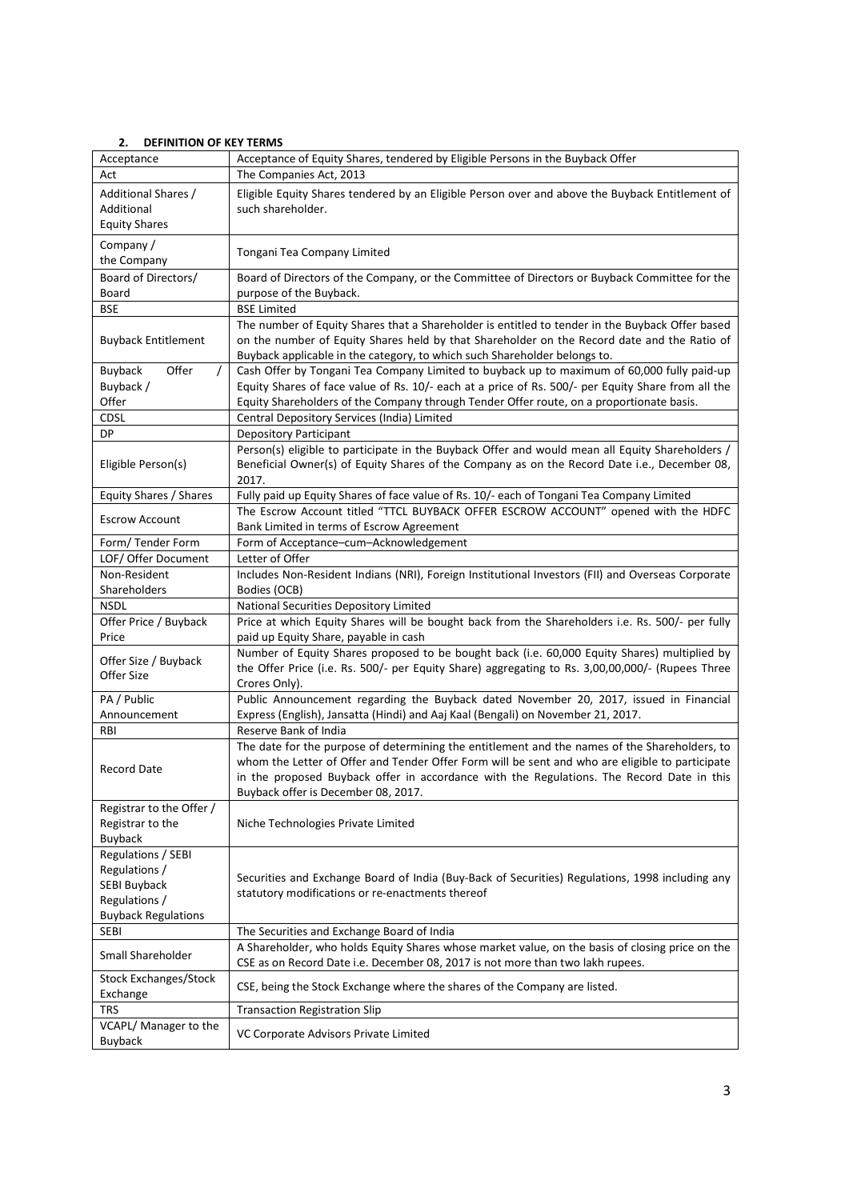## 2. DEFINITION OF KEY TERMS

| | |
|---|---|
| Acceptance | Acceptance of Equity Shares, tendered by Eligible Persons in the Buyback Offer |
| Act | The Companies Act, 2013 |
| Additional Shares / Additional Equity Shares | Eligible Equity Shares tendered by an Eligible Person over and above the Buyback Entitlement of such shareholder. |
| Company / the Company | Tongani Tea Company Limited |
| Board of Directors/ Board | Board of Directors of the Company, or the Committee of Directors or Buyback Committee for the purpose of the Buyback. |
| BSE | BSE Limited |
| Buyback Entitlement | The number of Equity Shares that a Shareholder is entitled to tender in the Buyback Offer based on the number of Equity Shares held by that Shareholder on the Record date and the Ratio of Buyback applicable in the category, to which such Shareholder belongs to. |
| Buyback Offer / Buyback / Offer | Cash Offer by Tongani Tea Company Limited to buyback up to maximum of 60,000 fully paid-up Equity Shares of face value of Rs. 10/- each at a price of Rs. 500/- per Equity Share from all the Equity Shareholders of the Company through Tender Offer route, on a proportionate basis. |
| CDSL | Central Depository Services (India) Limited |
| DP | Depository Participant |
| Eligible Person(s) | Person(s) eligible to participate in the Buyback Offer and would mean all Equity Shareholders / Beneficial Owner(s) of Equity Shares of the Company as on the Record Date i.e., December 08, 2017. |
| Equity Shares / Shares | Fully paid up Equity Shares of face value of Rs. 10/- each of Tongani Tea Company Limited |
| Escrow Account | The Escrow Account titled "TTCL BUYBACK OFFER ESCROW ACCOUNT" opened with the HDFC Bank Limited in terms of Escrow Agreement |
| Form/ Tender Form | Form of Acceptance–cum–Acknowledgement |
| LOF/ Offer Document | Letter of Offer |
| Non-Resident Shareholders | Includes Non-Resident Indians (NRI), Foreign Institutional Investors (FII) and Overseas Corporate Bodies (OCB) |
| NSDL | National Securities Depository Limited |
| Offer Price / Buyback Price | Price at which Equity Shares will be bought back from the Shareholders i.e. Rs. 500/- per fully paid up Equity Share, payable in cash |
| Offer Size / Buyback Offer Size | Number of Equity Shares proposed to be bought back (i.e. 60,000 Equity Shares) multiplied by the Offer Price (i.e. Rs. 500/- per Equity Share) aggregating to Rs. 3,00,00,000/- (Rupees Three Crores Only). |
| PA / Public Announcement | Public Announcement regarding the Buyback dated November 20, 2017, issued in Financial Express (English), Jansatta (Hindi) and Aaj Kaal (Bengali) on November 21, 2017. |
| RBI | Reserve Bank of India |
| Record Date | The date for the purpose of determining the entitlement and the names of the Shareholders, to whom the Letter of Offer and Tender Offer Form will be sent and who are eligible to participate in the proposed Buyback offer in accordance with the Regulations. The Record Date in this Buyback offer is December 08, 2017. |
| Registrar to the Offer / Registrar to the Buyback | Niche Technologies Private Limited |
| Regulations / SEBI Regulations / SEBI Buyback Regulations / Buyback Regulations | Securities and Exchange Board of India (Buy-Back of Securities) Regulations, 1998 including any statutory modifications or re-enactments thereof |
| SEBI | The Securities and Exchange Board of India |
| Small Shareholder | A Shareholder, who holds Equity Shares whose market value, on the basis of closing price on the CSE as on Record Date i.e. December 08, 2017 is not more than two lakh rupees. |
| Stock Exchanges/Stock Exchange | CSE, being the Stock Exchange where the shares of the Company are listed. |
| TRS | Transaction Registration Slip |
| VCAPL/ Manager to the Buyback | VC Corporate Advisors Private Limited |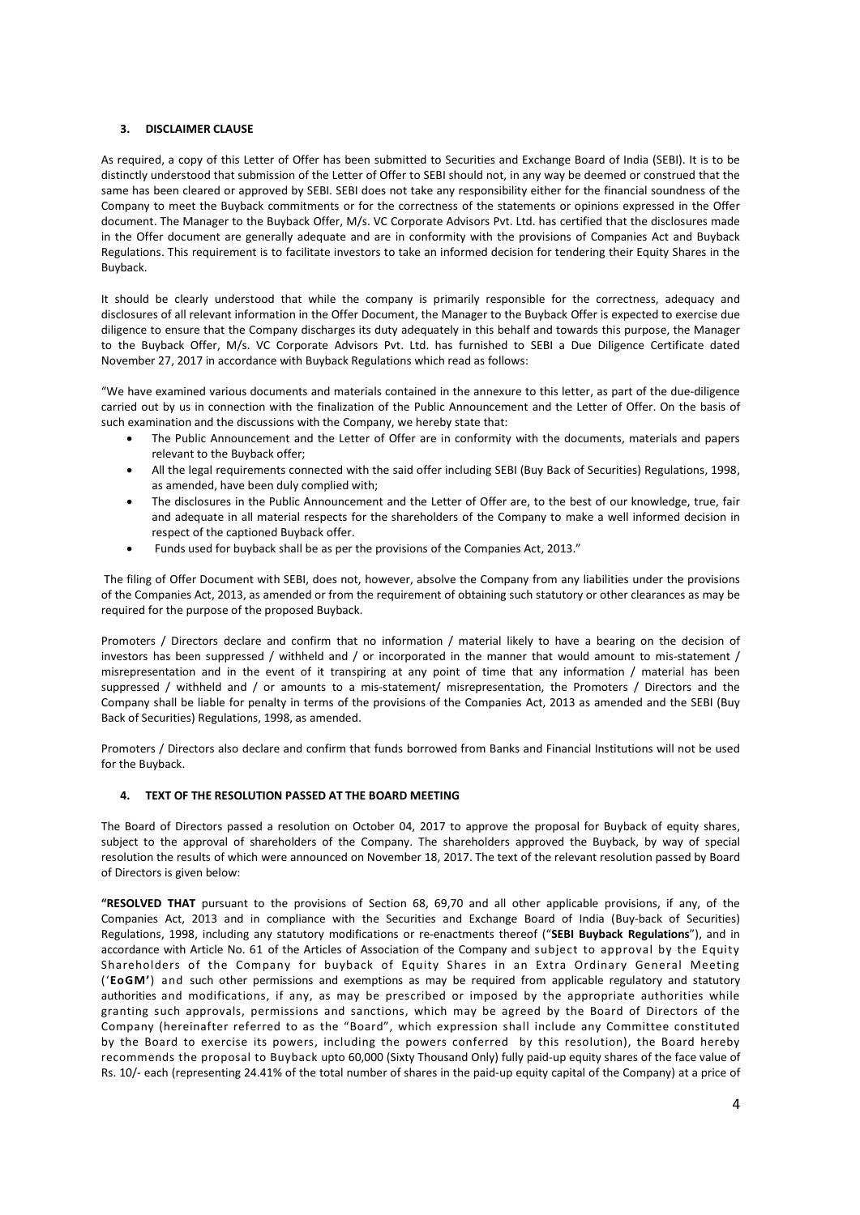## 3. DISCLAIMER CLAUSE

As required, a copy of this Letter of Offer has been submitted to Securities and Exchange Board of India (SEBI). It is to be distinctly understood that submission of the Letter of Offer to SEBI should not, in any way be deemed or construed that the same has been cleared or approved by SEBI. SEBI does not take any responsibility either for the financial soundness of the Company to meet the Buyback commitments or for the correctness of the statements or opinions expressed in the Offer document. The Manager to the Buyback Offer, M/s. VC Corporate Advisors Pvt. Ltd. has certified that the disclosures made in the Offer document are generally adequate and are in conformity with the provisions of Companies Act and Buyback Regulations. This requirement is to facilitate investors to take an informed decision for tendering their Equity Shares in the Buyback.

It should be clearly understood that while the company is primarily responsible for the correctness, adequacy and disclosures of all relevant information in the Offer Document, the Manager to the Buyback Offer is expected to exercise due diligence to ensure that the Company discharges its duty adequately in this behalf and towards this purpose, the Manager to the Buyback Offer, M/s. VC Corporate Advisors Pvt. Ltd. has furnished to SEBI a Due Diligence Certificate dated November 27, 2017 in accordance with Buyback Regulations which read as follows:

"We have examined various documents and materials contained in the annexure to this letter, as part of the due-diligence carried out by us in connection with the finalization of the Public Announcement and the Letter of Offer. On the basis of such examination and the discussions with the Company, we hereby state that:

- The Public Announcement and the Letter of Offer are in conformity with the documents, materials and papers relevant to the Buyback offer;
- All the legal requirements connected with the said offer including SEBI (Buy Back of Securities) Regulations, 1998, as amended, have been duly complied with;
- The disclosures in the Public Announcement and the Letter of Offer are, to the best of our knowledge, true, fair and adequate in all material respects for the shareholders of the Company to make a well informed decision in respect of the captioned Buyback offer.
- Funds used for buyback shall be as per the provisions of the Companies Act, 2013."

The filing of Offer Document with SEBI, does not, however, absolve the Company from any liabilities under the provisions of the Companies Act, 2013, as amended or from the requirement of obtaining such statutory or other clearances as may be required for the purpose of the proposed Buyback.

Promoters / Directors declare and confirm that no information / material likely to have a bearing on the decision of investors has been suppressed / withheld and / or incorporated in the manner that would amount to mis-statement / misrepresentation and in the event of it transpiring at any point of time that any information / material has been suppressed / withheld and / or amounts to a mis-statement/ misrepresentation, the Promoters / Directors and the Company shall be liable for penalty in terms of the provisions of the Companies Act, 2013 as amended and the SEBI (Buy Back of Securities) Regulations, 1998, as amended.

Promoters / Directors also declare and confirm that funds borrowed from Banks and Financial Institutions will not be used for the Buyback.

## 4. TEXT OF THE RESOLUTION PASSED AT THE BOARD MEETING

The Board of Directors passed a resolution on October 04, 2017 to approve the proposal for Buyback of equity shares, subject to the approval of shareholders of the Company. The shareholders approved the Buyback, by way of special resolution the results of which were announced on November 18, 2017. The text of the relevant resolution passed by Board of Directors is given below:

**"RESOLVED THAT** pursuant to the provisions of Section 68, 69,70 and all other applicable provisions, if any, of the Companies Act, 2013 and in compliance with the Securities and Exchange Board of India (Buy-back of Securities) Regulations, 1998, including any statutory modifications or re-enactments thereof ("**SEBI Buyback Regulations**"), and in accordance with Article No. 61 of the Articles of Association of the Company and subject to approval by the Equity Shareholders of the Company for buyback of Equity Shares in an Extra Ordinary General Meeting ('**EoGM'**) and such other permissions and exemptions as may be required from applicable regulatory and statutory authorities and modifications, if any, as may be prescribed or imposed by the appropriate authorities while granting such approvals, permissions and sanctions, which may be agreed by the Board of Directors of the Company (hereinafter referred to as the "Board", which expression shall include any Committee constituted by the Board to exercise its powers, including the powers conferred by this resolution), the Board hereby recommends the proposal to Buyback upto 60,000 (Sixty Thousand Only) fully paid-up equity shares of the face value of Rs. 10/- each (representing 24.41% of the total number of shares in the paid-up equity capital of the Company) at a price of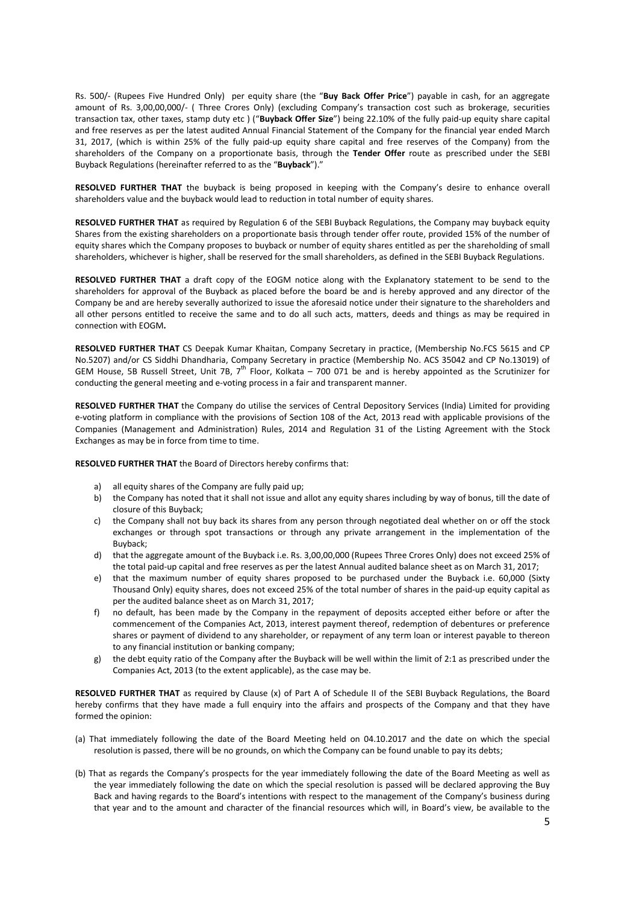Rs. 500/- (Rupees Five Hundred Only) per equity share (the "**Buy Back Offer Price**") payable in cash, for an aggregate amount of Rs. 3,00,00,000/- ( Three Crores Only) (excluding Company's transaction cost such as brokerage, securities transaction tax, other taxes, stamp duty etc ) ("**Buyback Offer Size**") being 22.10% of the fully paid-up equity share capital and free reserves as per the latest audited Annual Financial Statement of the Company for the financial year ended March 31, 2017, (which is within 25% of the fully paid-up equity share capital and free reserves of the Company) from the shareholders of the Company on a proportionate basis, through the **Tender Offer** route as prescribed under the SEBI Buyback Regulations (hereinafter referred to as the "**Buyback**")."

**RESOLVED FURTHER THAT** the buyback is being proposed in keeping with the Company's desire to enhance overall shareholders value and the buyback would lead to reduction in total number of equity shares.

**RESOLVED FURTHER THAT** as required by Regulation 6 of the SEBI Buyback Regulations, the Company may buyback equity Shares from the existing shareholders on a proportionate basis through tender offer route, provided 15% of the number of equity shares which the Company proposes to buyback or number of equity shares entitled as per the shareholding of small shareholders, whichever is higher, shall be reserved for the small shareholders, as defined in the SEBI Buyback Regulations.

**RESOLVED FURTHER THAT** a draft copy of the EOGM notice along with the Explanatory statement to be send to the shareholders for approval of the Buyback as placed before the board be and is hereby approved and any director of the Company be and are hereby severally authorized to issue the aforesaid notice under their signature to the shareholders and all other persons entitled to receive the same and to do all such acts, matters, deeds and things as may be required in connection with EOGM**.**

**RESOLVED FURTHER THAT** CS Deepak Kumar Khaitan, Company Secretary in practice, (Membership No.FCS 5615 and CP No.5207) and/or CS Siddhi Dhandharia, Company Secretary in practice (Membership No. ACS 35042 and CP No.13019) of GEM House, 5B Russell Street, Unit 7B, 7th Floor, Kolkata – 700 071 be and is hereby appointed as the Scrutinizer for conducting the general meeting and e-voting process in a fair and transparent manner.

**RESOLVED FURTHER THAT** the Company do utilise the services of Central Depository Services (India) Limited for providing e-voting platform in compliance with the provisions of Section 108 of the Act, 2013 read with applicable provisions of the Companies (Management and Administration) Rules, 2014 and Regulation 31 of the Listing Agreement with the Stock Exchanges as may be in force from time to time.

**RESOLVED FURTHER THAT** the Board of Directors hereby confirms that:

a) all equity shares of the Company are fully paid up;
b) the Company has noted that it shall not issue and allot any equity shares including by way of bonus, till the date of closure of this Buyback;
c) the Company shall not buy back its shares from any person through negotiated deal whether on or off the stock exchanges or through spot transactions or through any private arrangement in the implementation of the Buyback;
d) that the aggregate amount of the Buyback i.e. Rs. 3,00,00,000 (Rupees Three Crores Only) does not exceed 25% of the total paid-up capital and free reserves as per the latest Annual audited balance sheet as on March 31, 2017;
e) that the maximum number of equity shares proposed to be purchased under the Buyback i.e. 60,000 (Sixty Thousand Only) equity shares, does not exceed 25% of the total number of shares in the paid-up equity capital as per the audited balance sheet as on March 31, 2017;
f) no default, has been made by the Company in the repayment of deposits accepted either before or after the commencement of the Companies Act, 2013, interest payment thereof, redemption of debentures or preference shares or payment of dividend to any shareholder, or repayment of any term loan or interest payable to thereon to any financial institution or banking company;
g) the debt equity ratio of the Company after the Buyback will be well within the limit of 2:1 as prescribed under the Companies Act, 2013 (to the extent applicable), as the case may be.

**RESOLVED FURTHER THAT** as required by Clause (x) of Part A of Schedule II of the SEBI Buyback Regulations, the Board hereby confirms that they have made a full enquiry into the affairs and prospects of the Company and that they have formed the opinion:

(a) That immediately following the date of the Board Meeting held on 04.10.2017 and the date on which the special resolution is passed, there will be no grounds, on which the Company can be found unable to pay its debts;

(b) That as regards the Company's prospects for the year immediately following the date of the Board Meeting as well as the year immediately following the date on which the special resolution is passed will be declared approving the Buy Back and having regards to the Board's intentions with respect to the management of the Company's business during that year and to the amount and character of the financial resources which will, in Board's view, be available to the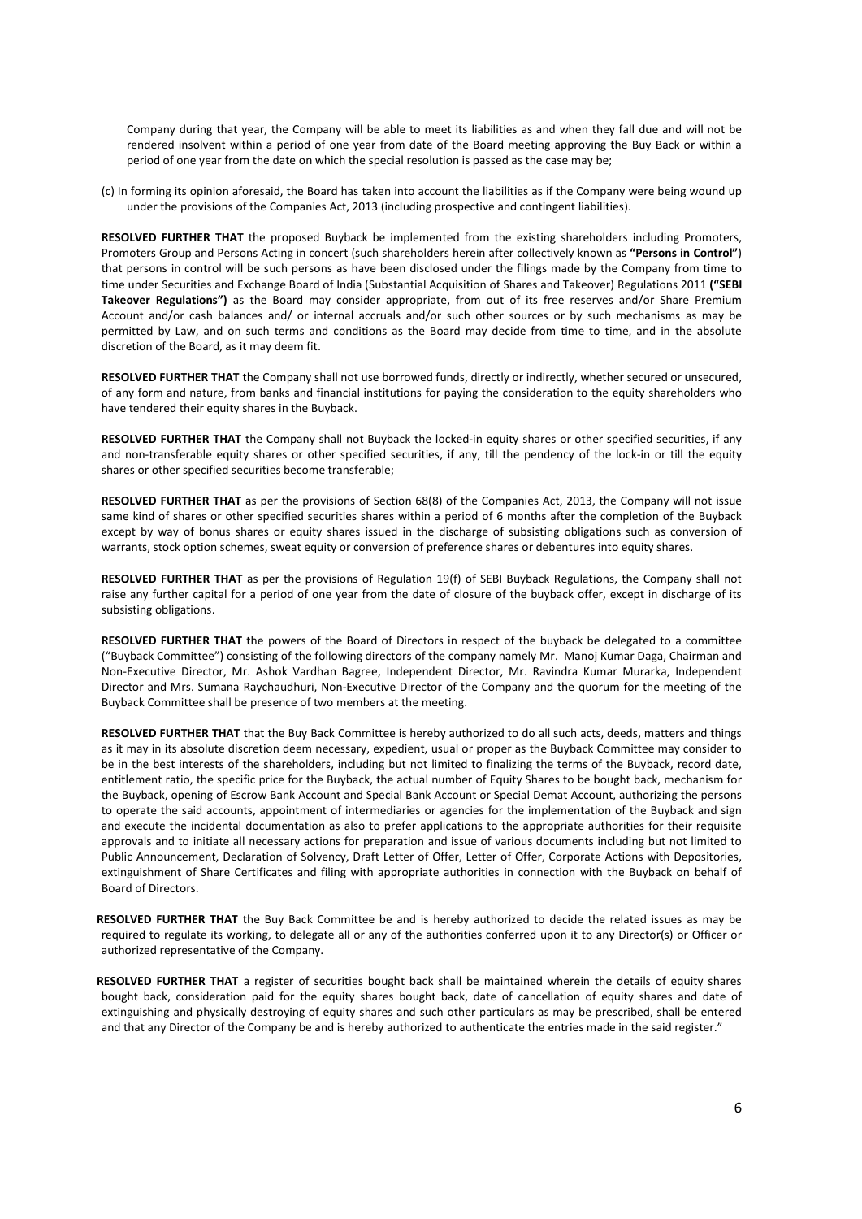Company during that year, the Company will be able to meet its liabilities as and when they fall due and will not be rendered insolvent within a period of one year from date of the Board meeting approving the Buy Back or within a period of one year from the date on which the special resolution is passed as the case may be;

(c) In forming its opinion aforesaid, the Board has taken into account the liabilities as if the Company were being wound up under the provisions of the Companies Act, 2013 (including prospective and contingent liabilities).

**RESOLVED FURTHER THAT** the proposed Buyback be implemented from the existing shareholders including Promoters, Promoters Group and Persons Acting in concert (such shareholders herein after collectively known as **"Persons in Control"**) that persons in control will be such persons as have been disclosed under the filings made by the Company from time to time under Securities and Exchange Board of India (Substantial Acquisition of Shares and Takeover) Regulations 2011 **("SEBI Takeover Regulations")** as the Board may consider appropriate, from out of its free reserves and/or Share Premium Account and/or cash balances and/ or internal accruals and/or such other sources or by such mechanisms as may be permitted by Law, and on such terms and conditions as the Board may decide from time to time, and in the absolute discretion of the Board, as it may deem fit.

**RESOLVED FURTHER THAT** the Company shall not use borrowed funds, directly or indirectly, whether secured or unsecured, of any form and nature, from banks and financial institutions for paying the consideration to the equity shareholders who have tendered their equity shares in the Buyback.

**RESOLVED FURTHER THAT** the Company shall not Buyback the locked-in equity shares or other specified securities, if any and non-transferable equity shares or other specified securities, if any, till the pendency of the lock-in or till the equity shares or other specified securities become transferable;

**RESOLVED FURTHER THAT** as per the provisions of Section 68(8) of the Companies Act, 2013, the Company will not issue same kind of shares or other specified securities shares within a period of 6 months after the completion of the Buyback except by way of bonus shares or equity shares issued in the discharge of subsisting obligations such as conversion of warrants, stock option schemes, sweat equity or conversion of preference shares or debentures into equity shares.

**RESOLVED FURTHER THAT** as per the provisions of Regulation 19(f) of SEBI Buyback Regulations, the Company shall not raise any further capital for a period of one year from the date of closure of the buyback offer, except in discharge of its subsisting obligations.

**RESOLVED FURTHER THAT** the powers of the Board of Directors in respect of the buyback be delegated to a committee ("Buyback Committee") consisting of the following directors of the company namely Mr. Manoj Kumar Daga, Chairman and Non-Executive Director, Mr. Ashok Vardhan Bagree, Independent Director, Mr. Ravindra Kumar Murarka, Independent Director and Mrs. Sumana Raychaudhuri, Non-Executive Director of the Company and the quorum for the meeting of the Buyback Committee shall be presence of two members at the meeting.

**RESOLVED FURTHER THAT** that the Buy Back Committee is hereby authorized to do all such acts, deeds, matters and things as it may in its absolute discretion deem necessary, expedient, usual or proper as the Buyback Committee may consider to be in the best interests of the shareholders, including but not limited to finalizing the terms of the Buyback, record date, entitlement ratio, the specific price for the Buyback, the actual number of Equity Shares to be bought back, mechanism for the Buyback, opening of Escrow Bank Account and Special Bank Account or Special Demat Account, authorizing the persons to operate the said accounts, appointment of intermediaries or agencies for the implementation of the Buyback and sign and execute the incidental documentation as also to prefer applications to the appropriate authorities for their requisite approvals and to initiate all necessary actions for preparation and issue of various documents including but not limited to Public Announcement, Declaration of Solvency, Draft Letter of Offer, Letter of Offer, Corporate Actions with Depositories, extinguishment of Share Certificates and filing with appropriate authorities in connection with the Buyback on behalf of Board of Directors.

**RESOLVED FURTHER THAT** the Buy Back Committee be and is hereby authorized to decide the related issues as may be required to regulate its working, to delegate all or any of the authorities conferred upon it to any Director(s) or Officer or authorized representative of the Company.

**RESOLVED FURTHER THAT** a register of securities bought back shall be maintained wherein the details of equity shares bought back, consideration paid for the equity shares bought back, date of cancellation of equity shares and date of extinguishing and physically destroying of equity shares and such other particulars as may be prescribed, shall be entered and that any Director of the Company be and is hereby authorized to authenticate the entries made in the said register."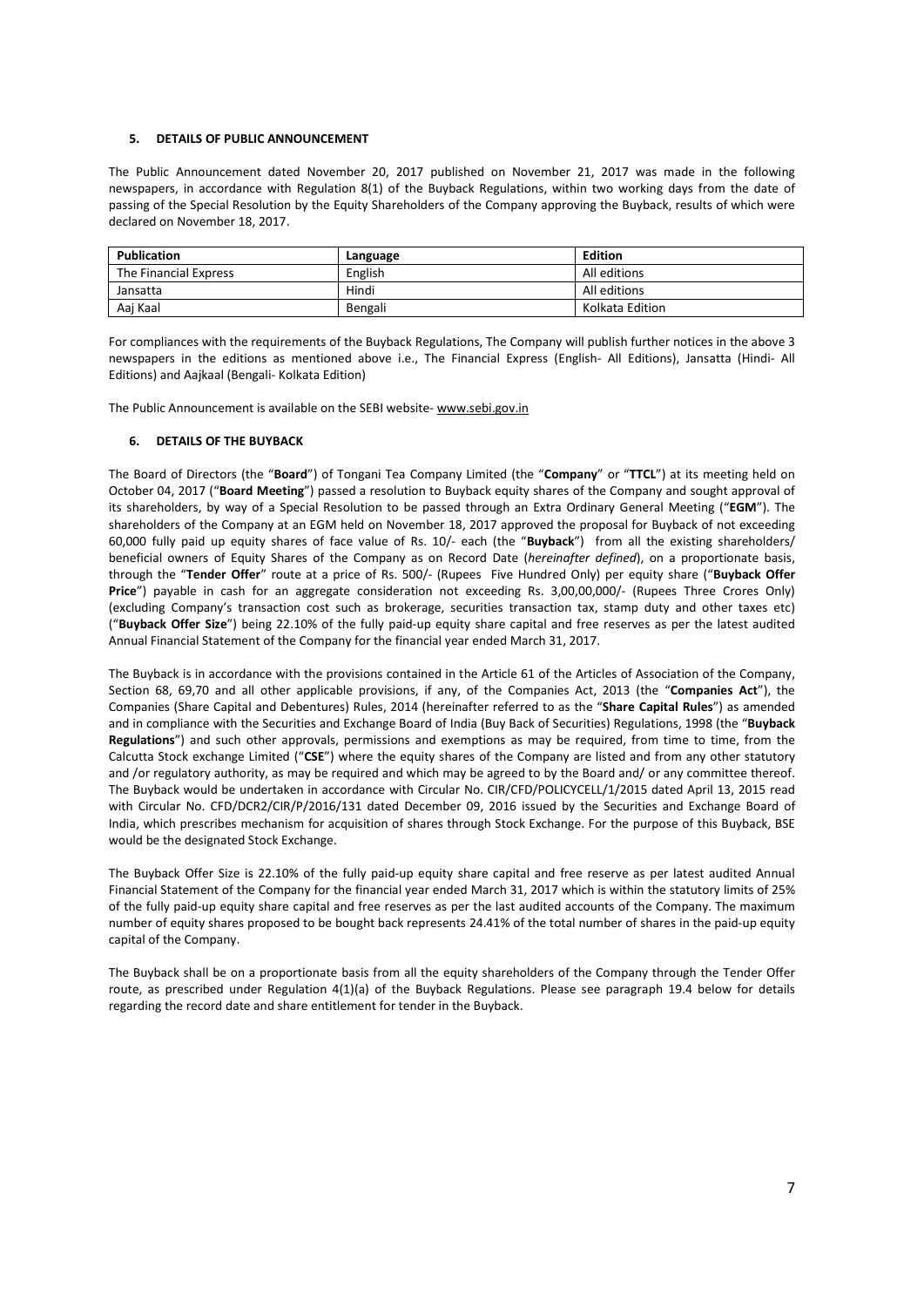## 5. DETAILS OF PUBLIC ANNOUNCEMENT

The Public Announcement dated November 20, 2017 published on November 21, 2017 was made in the following newspapers, in accordance with Regulation 8(1) of the Buyback Regulations, within two working days from the date of passing of the Special Resolution by the Equity Shareholders of the Company approving the Buyback, results of which were declared on November 18, 2017.

| Publication | Language | Edition |
|---|---|---|
| The Financial Express | English | All editions |
| Jansatta | Hindi | All editions |
| Aaj Kaal | Bengali | Kolkata Edition |

For compliances with the requirements of the Buyback Regulations, The Company will publish further notices in the above 3 newspapers in the editions as mentioned above i.e., The Financial Express (English- All Editions), Jansatta (Hindi- All Editions) and Aajkaal (Bengali- Kolkata Edition)

The Public Announcement is available on the SEBI website- www.sebi.gov.in

## 6. DETAILS OF THE BUYBACK

The Board of Directors (the "**Board**") of Tongani Tea Company Limited (the "**Company**" or "**TTCL**") at its meeting held on October 04, 2017 ("**Board Meeting**") passed a resolution to Buyback equity shares of the Company and sought approval of its shareholders, by way of a Special Resolution to be passed through an Extra Ordinary General Meeting ("**EGM**"). The shareholders of the Company at an EGM held on November 18, 2017 approved the proposal for Buyback of not exceeding 60,000 fully paid up equity shares of face value of Rs. 10/- each (the "**Buyback**") from all the existing shareholders/ beneficial owners of Equity Shares of the Company as on Record Date (*hereinafter defined*), on a proportionate basis, through the "**Tender Offer**" route at a price of Rs. 500/- (Rupees Five Hundred Only) per equity share ("**Buyback Offer Price**") payable in cash for an aggregate consideration not exceeding Rs. 3,00,00,000/- (Rupees Three Crores Only) (excluding Company's transaction cost such as brokerage, securities transaction tax, stamp duty and other taxes etc) ("**Buyback Offer Size**") being 22.10% of the fully paid-up equity share capital and free reserves as per the latest audited Annual Financial Statement of the Company for the financial year ended March 31, 2017.

The Buyback is in accordance with the provisions contained in the Article 61 of the Articles of Association of the Company, Section 68, 69,70 and all other applicable provisions, if any, of the Companies Act, 2013 (the "**Companies Act**"), the Companies (Share Capital and Debentures) Rules, 2014 (hereinafter referred to as the "**Share Capital Rules**") as amended and in compliance with the Securities and Exchange Board of India (Buy Back of Securities) Regulations, 1998 (the "**Buyback Regulations**") and such other approvals, permissions and exemptions as may be required, from time to time, from the Calcutta Stock exchange Limited ("**CSE**") where the equity shares of the Company are listed and from any other statutory and /or regulatory authority, as may be required and which may be agreed to by the Board and/ or any committee thereof. The Buyback would be undertaken in accordance with Circular No. CIR/CFD/POLICYCELL/1/2015 dated April 13, 2015 read with Circular No. CFD/DCR2/CIR/P/2016/131 dated December 09, 2016 issued by the Securities and Exchange Board of India, which prescribes mechanism for acquisition of shares through Stock Exchange. For the purpose of this Buyback, BSE would be the designated Stock Exchange.

The Buyback Offer Size is 22.10% of the fully paid-up equity share capital and free reserve as per latest audited Annual Financial Statement of the Company for the financial year ended March 31, 2017 which is within the statutory limits of 25% of the fully paid-up equity share capital and free reserves as per the last audited accounts of the Company. The maximum number of equity shares proposed to be bought back represents 24.41% of the total number of shares in the paid-up equity capital of the Company.

The Buyback shall be on a proportionate basis from all the equity shareholders of the Company through the Tender Offer route, as prescribed under Regulation 4(1)(a) of the Buyback Regulations. Please see paragraph 19.4 below for details regarding the record date and share entitlement for tender in the Buyback.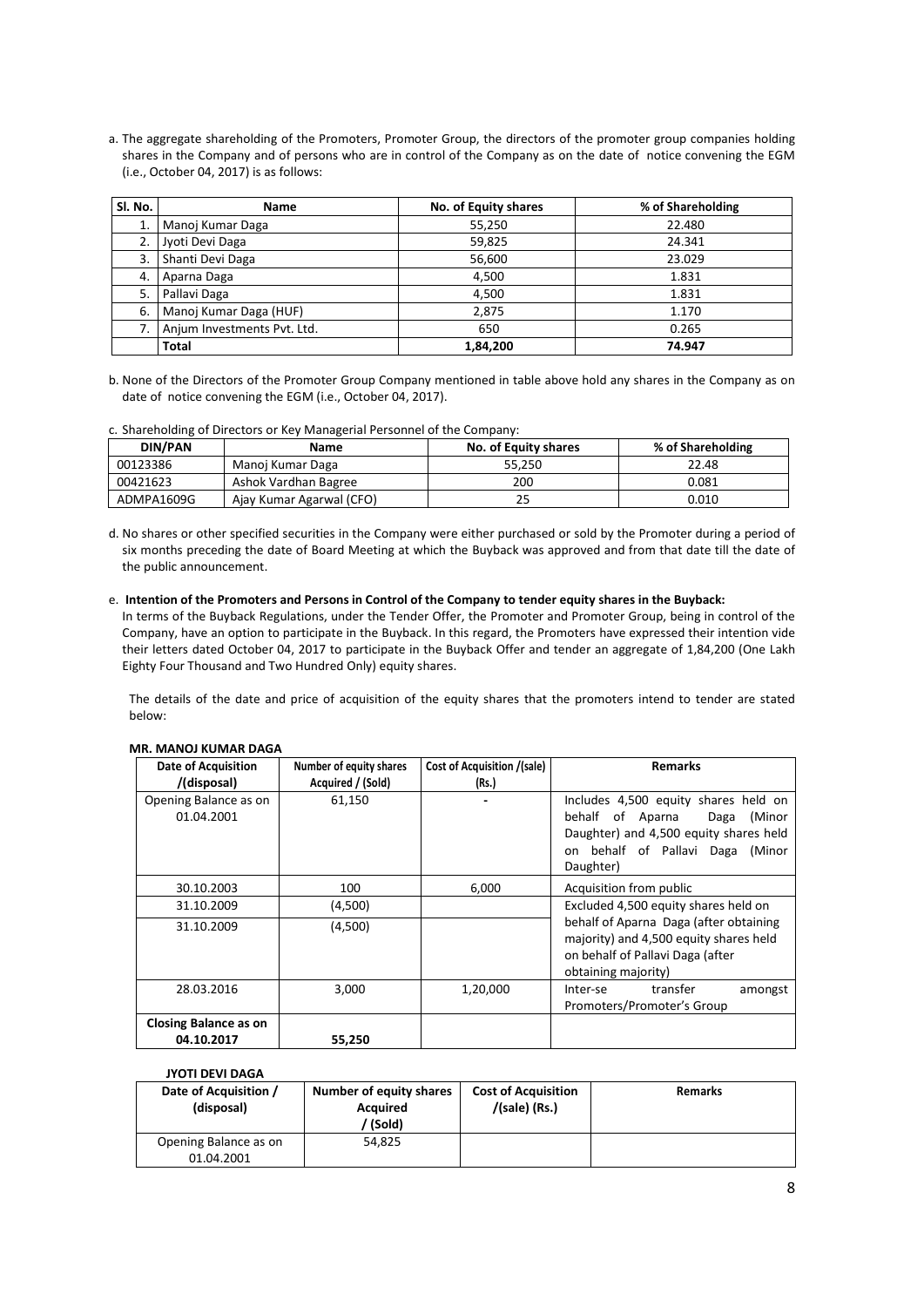a. The aggregate shareholding of the Promoters, Promoter Group, the directors of the promoter group companies holding shares in the Company and of persons who are in control of the Company as on the date of notice convening the EGM (i.e., October 04, 2017) is as follows:

| Sl. No. | Name | No. of Equity shares | % of Shareholding |
|---|---|---|---|
| 1. | Manoj Kumar Daga | 55,250 | 22.480 |
| 2. | Jyoti Devi Daga | 59,825 | 24.341 |
| 3. | Shanti Devi Daga | 56,600 | 23.029 |
| 4. | Aparna Daga | 4,500 | 1.831 |
| 5. | Pallavi Daga | 4,500 | 1.831 |
| 6. | Manoj Kumar Daga (HUF) | 2,875 | 1.170 |
| 7. | Anjum Investments Pvt. Ltd. | 650 | 0.265 |
| | **Total** | **1,84,200** | **74.947** |

b. None of the Directors of the Promoter Group Company mentioned in table above hold any shares in the Company as on date of notice convening the EGM (i.e., October 04, 2017).

c. Shareholding of Directors or Key Managerial Personnel of the Company:

| DIN/PAN | Name | No. of Equity shares | % of Shareholding |
|---|---|---|---|
| 00123386 | Manoj Kumar Daga | 55,250 | 22.48 |
| 00421623 | Ashok Vardhan Bagree | 200 | 0.081 |
| ADMPA1609G | Ajay Kumar Agarwal (CFO) | 25 | 0.010 |

d. No shares or other specified securities in the Company were either purchased or sold by the Promoter during a period of six months preceding the date of Board Meeting at which the Buyback was approved and from that date till the date of the public announcement.

e. **Intention of the Promoters and Persons in Control of the Company to tender equity shares in the Buyback:**

In terms of the Buyback Regulations, under the Tender Offer, the Promoter and Promoter Group, being in control of the Company, have an option to participate in the Buyback. In this regard, the Promoters have expressed their intention vide their letters dated October 04, 2017 to participate in the Buyback Offer and tender an aggregate of 1,84,200 (One Lakh Eighty Four Thousand and Two Hundred Only) equity shares.

The details of the date and price of acquisition of the equity shares that the promoters intend to tender are stated below:

**MR. MANOJ KUMAR DAGA**

| Date of Acquisition /(disposal) | Number of equity shares Acquired / (Sold) | Cost of Acquisition /(sale) (Rs.) | Remarks |
|---|---|---|---|
| Opening Balance as on 01.04.2001 | 61,150 | - | Includes 4,500 equity shares held on behalf of Aparna Daga (Minor Daughter) and 4,500 equity shares held on behalf of Pallavi Daga (Minor Daughter) |
| 30.10.2003 | 100 | 6,000 | Acquisition from public |
| 31.10.2009 | (4,500) | | Excluded 4,500 equity shares held on behalf of Aparna Daga (after obtaining majority) and 4,500 equity shares held on behalf of Pallavi Daga (after obtaining majority) |
| 31.10.2009 | (4,500) | | |
| 28.03.2016 | 3,000 | 1,20,000 | Inter-se transfer amongst Promoters/Promoter's Group |
| **Closing Balance as on 04.10.2017** | **55,250** | | |

**JYOTI DEVI DAGA**

| Date of Acquisition / (disposal) | Number of equity shares Acquired / (Sold) | Cost of Acquisition /(sale) (Rs.) | Remarks |
|---|---|---|---|
| Opening Balance as on 01.04.2001 | 54,825 | | |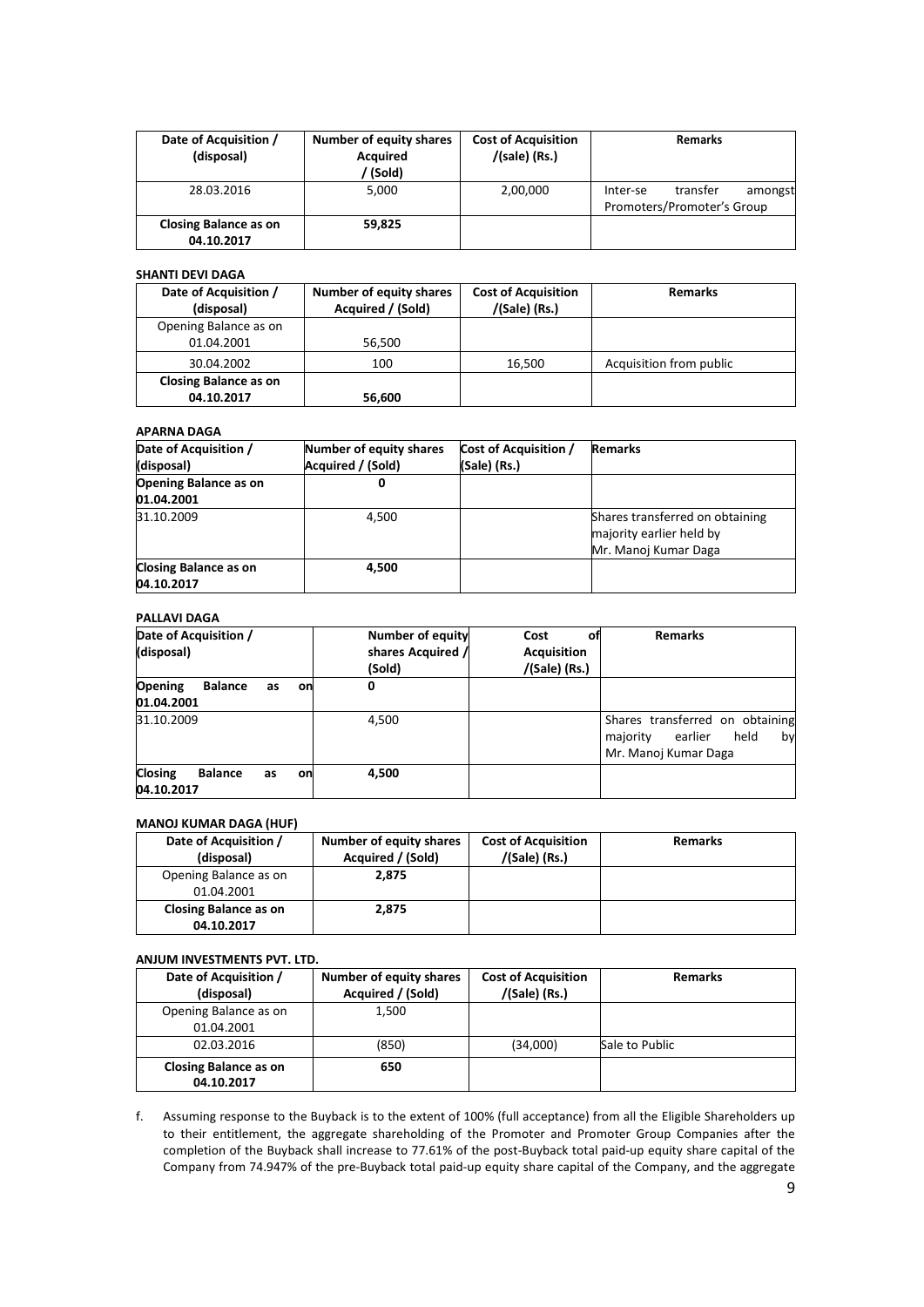| Date of Acquisition / (disposal) | Number of equity shares Acquired / (Sold) | Cost of Acquisition /(sale) (Rs.) | Remarks |
|---|---|---|---|
| 28.03.2016 | 5,000 | 2,00,000 | Inter-se transfer amongst Promoters/Promoter's Group |
| **Closing Balance as on 04.10.2017** | **59,825** | | |

**SHANTI DEVI DAGA**

| Date of Acquisition / (disposal) | Number of equity shares Acquired / (Sold) | Cost of Acquisition /(Sale) (Rs.) | Remarks |
|---|---|---|---|
| Opening Balance as on 01.04.2001 | 56,500 | | |
| 30.04.2002 | 100 | 16,500 | Acquisition from public |
| **Closing Balance as on 04.10.2017** | **56,600** | | |

**APARNA DAGA**

| Date of Acquisition / (disposal) | Number of equity shares Acquired / (Sold) | Cost of Acquisition / (Sale) (Rs.) | Remarks |
|---|---|---|---|
| **Opening Balance as on 01.04.2001** | **0** | | |
| 31.10.2009 | 4,500 | | Shares transferred on obtaining majority earlier held by Mr. Manoj Kumar Daga |
| **Closing Balance as on 04.10.2017** | **4,500** | | |

**PALLAVI DAGA**

| Date of Acquisition / (disposal) | Number of equity shares Acquired / (Sold) | Cost of Acquisition /(Sale) (Rs.) | Remarks |
|---|---|---|---|
| **Opening Balance as on 01.04.2001** | **0** | | |
| 31.10.2009 | 4,500 | | Shares transferred on obtaining majority earlier held by Mr. Manoj Kumar Daga |
| **Closing Balance as on 04.10.2017** | **4,500** | | |

**MANOJ KUMAR DAGA (HUF)**

| Date of Acquisition / (disposal) | Number of equity shares Acquired / (Sold) | Cost of Acquisition /(Sale) (Rs.) | Remarks |
|---|---|---|---|
| Opening Balance as on 01.04.2001 | **2,875** | | |
| **Closing Balance as on 04.10.2017** | **2,875** | | |

**ANJUM INVESTMENTS PVT. LTD.**

| Date of Acquisition / (disposal) | Number of equity shares Acquired / (Sold) | Cost of Acquisition /(Sale) (Rs.) | Remarks |
|---|---|---|---|
| Opening Balance as on 01.04.2001 | 1,500 | | |
| 02.03.2016 | (850) | (34,000) | Sale to Public |
| **Closing Balance as on 04.10.2017** | **650** | | |

f. Assuming response to the Buyback is to the extent of 100% (full acceptance) from all the Eligible Shareholders up to their entitlement, the aggregate shareholding of the Promoter and Promoter Group Companies after the completion of the Buyback shall increase to 77.61% of the post-Buyback total paid-up equity share capital of the Company from 74.947% of the pre-Buyback total paid-up equity share capital of the Company, and the aggregate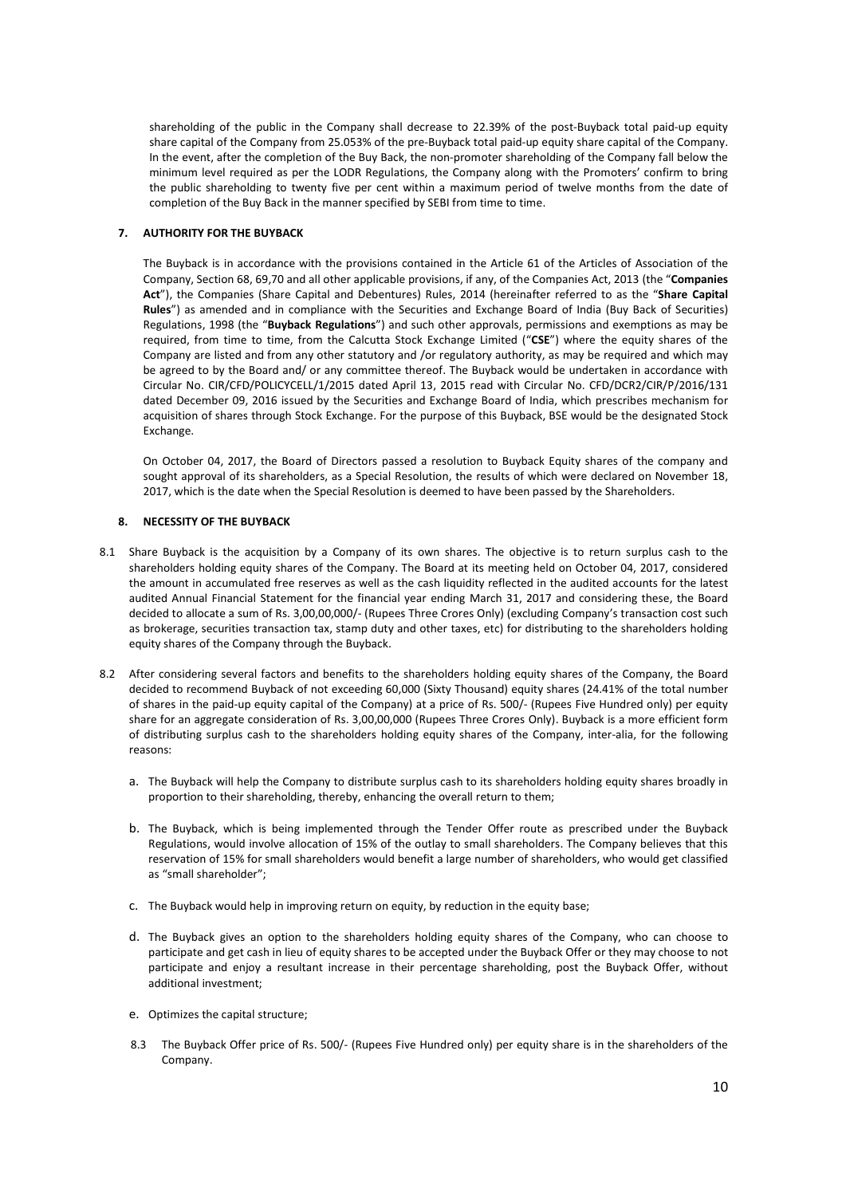shareholding of the public in the Company shall decrease to 22.39% of the post-Buyback total paid-up equity share capital of the Company from 25.053% of the pre-Buyback total paid-up equity share capital of the Company. In the event, after the completion of the Buy Back, the non-promoter shareholding of the Company fall below the minimum level required as per the LODR Regulations, the Company along with the Promoters' confirm to bring the public shareholding to twenty five per cent within a maximum period of twelve months from the date of completion of the Buy Back in the manner specified by SEBI from time to time.

## 7. AUTHORITY FOR THE BUYBACK

The Buyback is in accordance with the provisions contained in the Article 61 of the Articles of Association of the Company, Section 68, 69,70 and all other applicable provisions, if any, of the Companies Act, 2013 (the "**Companies Act**"), the Companies (Share Capital and Debentures) Rules, 2014 (hereinafter referred to as the "**Share Capital Rules**") as amended and in compliance with the Securities and Exchange Board of India (Buy Back of Securities) Regulations, 1998 (the "**Buyback Regulations**") and such other approvals, permissions and exemptions as may be required, from time to time, from the Calcutta Stock Exchange Limited ("**CSE**") where the equity shares of the Company are listed and from any other statutory and /or regulatory authority, as may be required and which may be agreed to by the Board and/ or any committee thereof. The Buyback would be undertaken in accordance with Circular No. CIR/CFD/POLICYCELL/1/2015 dated April 13, 2015 read with Circular No. CFD/DCR2/CIR/P/2016/131 dated December 09, 2016 issued by the Securities and Exchange Board of India, which prescribes mechanism for acquisition of shares through Stock Exchange. For the purpose of this Buyback, BSE would be the designated Stock Exchange.

On October 04, 2017, the Board of Directors passed a resolution to Buyback Equity shares of the company and sought approval of its shareholders, as a Special Resolution, the results of which were declared on November 18, 2017, which is the date when the Special Resolution is deemed to have been passed by the Shareholders.

## 8. NECESSITY OF THE BUYBACK

8.1 Share Buyback is the acquisition by a Company of its own shares. The objective is to return surplus cash to the shareholders holding equity shares of the Company. The Board at its meeting held on October 04, 2017, considered the amount in accumulated free reserves as well as the cash liquidity reflected in the audited accounts for the latest audited Annual Financial Statement for the financial year ending March 31, 2017 and considering these, the Board decided to allocate a sum of Rs. 3,00,00,000/- (Rupees Three Crores Only) (excluding Company's transaction cost such as brokerage, securities transaction tax, stamp duty and other taxes, etc) for distributing to the shareholders holding equity shares of the Company through the Buyback.

8.2 After considering several factors and benefits to the shareholders holding equity shares of the Company, the Board decided to recommend Buyback of not exceeding 60,000 (Sixty Thousand) equity shares (24.41% of the total number of shares in the paid-up equity capital of the Company) at a price of Rs. 500/- (Rupees Five Hundred only) per equity share for an aggregate consideration of Rs. 3,00,00,000 (Rupees Three Crores Only). Buyback is a more efficient form of distributing surplus cash to the shareholders holding equity shares of the Company, inter-alia, for the following reasons:

a. The Buyback will help the Company to distribute surplus cash to its shareholders holding equity shares broadly in proportion to their shareholding, thereby, enhancing the overall return to them;

b. The Buyback, which is being implemented through the Tender Offer route as prescribed under the Buyback Regulations, would involve allocation of 15% of the outlay to small shareholders. The Company believes that this reservation of 15% for small shareholders would benefit a large number of shareholders, who would get classified as "small shareholder";

c. The Buyback would help in improving return on equity, by reduction in the equity base;

d. The Buyback gives an option to the shareholders holding equity shares of the Company, who can choose to participate and get cash in lieu of equity shares to be accepted under the Buyback Offer or they may choose to not participate and enjoy a resultant increase in their percentage shareholding, post the Buyback Offer, without additional investment;

e. Optimizes the capital structure;

8.3 The Buyback Offer price of Rs. 500/- (Rupees Five Hundred only) per equity share is in the shareholders of the Company.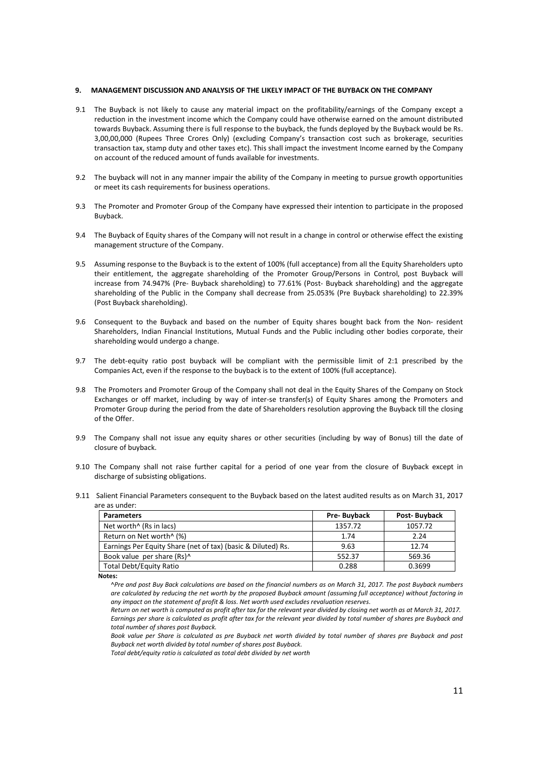## 9. MANAGEMENT DISCUSSION AND ANALYSIS OF THE LIKELY IMPACT OF THE BUYBACK ON THE COMPANY

9.1 The Buyback is not likely to cause any material impact on the profitability/earnings of the Company except a reduction in the investment income which the Company could have otherwise earned on the amount distributed towards Buyback. Assuming there is full response to the buyback, the funds deployed by the Buyback would be Rs. 3,00,00,000 (Rupees Three Crores Only) (excluding Company's transaction cost such as brokerage, securities transaction tax, stamp duty and other taxes etc). This shall impact the investment Income earned by the Company on account of the reduced amount of funds available for investments.

9.2 The buyback will not in any manner impair the ability of the Company in meeting to pursue growth opportunities or meet its cash requirements for business operations.

9.3 The Promoter and Promoter Group of the Company have expressed their intention to participate in the proposed Buyback.

9.4 The Buyback of Equity shares of the Company will not result in a change in control or otherwise effect the existing management structure of the Company.

9.5 Assuming response to the Buyback is to the extent of 100% (full acceptance) from all the Equity Shareholders upto their entitlement, the aggregate shareholding of the Promoter Group/Persons in Control, post Buyback will increase from 74.947% (Pre- Buyback shareholding) to 77.61% (Post- Buyback shareholding) and the aggregate shareholding of the Public in the Company shall decrease from 25.053% (Pre Buyback shareholding) to 22.39% (Post Buyback shareholding).

9.6 Consequent to the Buyback and based on the number of Equity shares bought back from the Non- resident Shareholders, Indian Financial Institutions, Mutual Funds and the Public including other bodies corporate, their shareholding would undergo a change.

9.7 The debt-equity ratio post buyback will be compliant with the permissible limit of 2:1 prescribed by the Companies Act, even if the response to the buyback is to the extent of 100% (full acceptance).

9.8 The Promoters and Promoter Group of the Company shall not deal in the Equity Shares of the Company on Stock Exchanges or off market, including by way of inter-se transfer(s) of Equity Shares among the Promoters and Promoter Group during the period from the date of Shareholders resolution approving the Buyback till the closing of the Offer.

9.9 The Company shall not issue any equity shares or other securities (including by way of Bonus) till the date of closure of buyback.

9.10 The Company shall not raise further capital for a period of one year from the closure of Buyback except in discharge of subsisting obligations.

9.11 Salient Financial Parameters consequent to the Buyback based on the latest audited results as on March 31, 2017 are as under:

| Parameters | Pre- Buyback | Post- Buyback |
|---|---|---|
| Net worth^ (Rs in lacs) | 1357.72 | 1057.72 |
| Return on Net worth^ (%) | 1.74 | 2.24 |
| Earnings Per Equity Share (net of tax) (basic & Diluted) Rs. | 9.63 | 12.74 |
| Book value per share (Rs)^ | 552.37 | 569.36 |
| Total Debt/Equity Ratio | 0.288 | 0.3699 |

**Notes:**

*^Pre and post Buy Back calculations are based on the financial numbers as on March 31, 2017. The post Buyback numbers are calculated by reducing the net worth by the proposed Buyback amount (assuming full acceptance) without factoring in any impact on the statement of profit & loss. Net worth used excludes revaluation reserves.*

*Return on net worth is computed as profit after tax for the relevant year divided by closing net worth as at March 31, 2017.*

*Earnings per share is calculated as profit after tax for the relevant year divided by total number of shares pre Buyback and total number of shares post Buyback.*

*Book value per Share is calculated as pre Buyback net worth divided by total number of shares pre Buyback and post Buyback net worth divided by total number of shares post Buyback.*

*Total debt/equity ratio is calculated as total debt divided by net worth*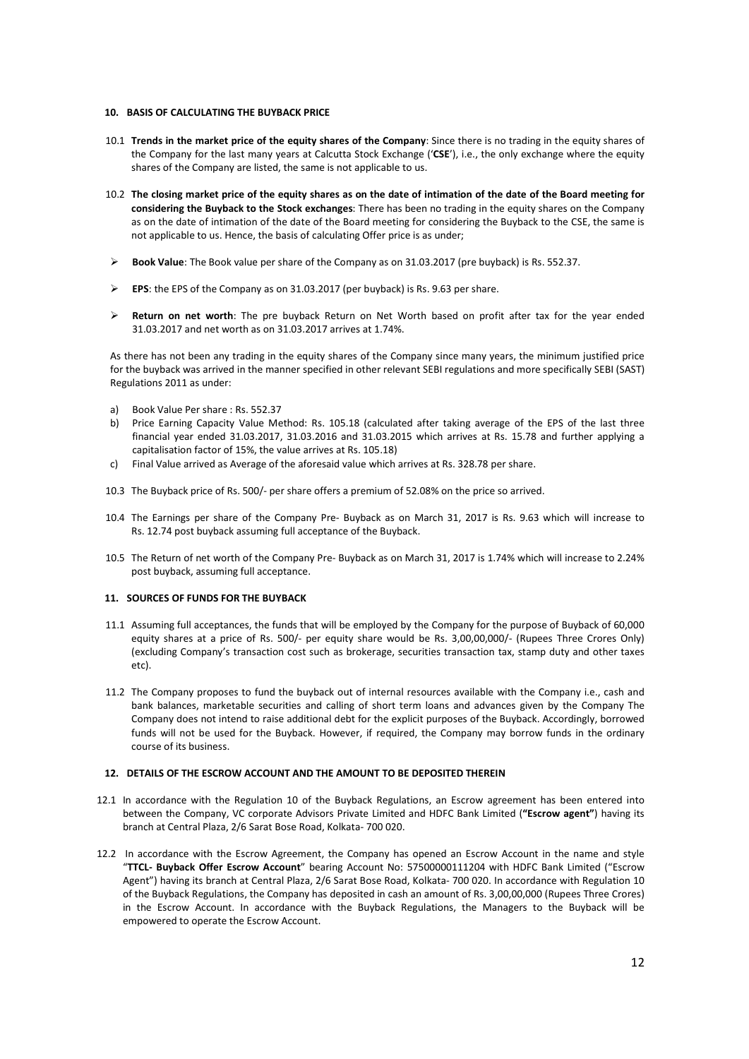## 10. BASIS OF CALCULATING THE BUYBACK PRICE

10.1 **Trends in the market price of the equity shares of the Company**: Since there is no trading in the equity shares of the Company for the last many years at Calcutta Stock Exchange ('**CSE**'), i.e., the only exchange where the equity shares of the Company are listed, the same is not applicable to us.

10.2 **The closing market price of the equity shares as on the date of intimation of the date of the Board meeting for considering the Buyback to the Stock exchanges**: There has been no trading in the equity shares on the Company as on the date of intimation of the date of the Board meeting for considering the Buyback to the CSE, the same is not applicable to us. Hence, the basis of calculating Offer price is as under;

- **Book Value**: The Book value per share of the Company as on 31.03.2017 (pre buyback) is Rs. 552.37.
- **EPS**: the EPS of the Company as on 31.03.2017 (per buyback) is Rs. 9.63 per share.
- **Return on net worth**: The pre buyback Return on Net Worth based on profit after tax for the year ended 31.03.2017 and net worth as on 31.03.2017 arrives at 1.74%.

As there has not been any trading in the equity shares of the Company since many years, the minimum justified price for the buyback was arrived in the manner specified in other relevant SEBI regulations and more specifically SEBI (SAST) Regulations 2011 as under:

a) Book Value Per share : Rs. 552.37
b) Price Earning Capacity Value Method: Rs. 105.18 (calculated after taking average of the EPS of the last three financial year ended 31.03.2017, 31.03.2016 and 31.03.2015 which arrives at Rs. 15.78 and further applying a capitalisation factor of 15%, the value arrives at Rs. 105.18)
c) Final Value arrived as Average of the aforesaid value which arrives at Rs. 328.78 per share.

10.3 The Buyback price of Rs. 500/- per share offers a premium of 52.08% on the price so arrived.

10.4 The Earnings per share of the Company Pre- Buyback as on March 31, 2017 is Rs. 9.63 which will increase to Rs. 12.74 post buyback assuming full acceptance of the Buyback.

10.5 The Return of net worth of the Company Pre- Buyback as on March 31, 2017 is 1.74% which will increase to 2.24% post buyback, assuming full acceptance.

## 11. SOURCES OF FUNDS FOR THE BUYBACK

11.1 Assuming full acceptances, the funds that will be employed by the Company for the purpose of Buyback of 60,000 equity shares at a price of Rs. 500/- per equity share would be Rs. 3,00,00,000/- (Rupees Three Crores Only) (excluding Company's transaction cost such as brokerage, securities transaction tax, stamp duty and other taxes etc).

11.2 The Company proposes to fund the buyback out of internal resources available with the Company i.e., cash and bank balances, marketable securities and calling of short term loans and advances given by the Company The Company does not intend to raise additional debt for the explicit purposes of the Buyback. Accordingly, borrowed funds will not be used for the Buyback. However, if required, the Company may borrow funds in the ordinary course of its business.

## 12. DETAILS OF THE ESCROW ACCOUNT AND THE AMOUNT TO BE DEPOSITED THEREIN

12.1 In accordance with the Regulation 10 of the Buyback Regulations, an Escrow agreement has been entered into between the Company, VC corporate Advisors Private Limited and HDFC Bank Limited (**"Escrow agent"**) having its branch at Central Plaza, 2/6 Sarat Bose Road, Kolkata- 700 020.

12.2 In accordance with the Escrow Agreement, the Company has opened an Escrow Account in the name and style "**TTCL- Buyback Offer Escrow Account**" bearing Account No: 57500000111204 with HDFC Bank Limited ("Escrow Agent") having its branch at Central Plaza, 2/6 Sarat Bose Road, Kolkata- 700 020. In accordance with Regulation 10 of the Buyback Regulations, the Company has deposited in cash an amount of Rs. 3,00,00,000 (Rupees Three Crores) in the Escrow Account. In accordance with the Buyback Regulations, the Managers to the Buyback will be empowered to operate the Escrow Account.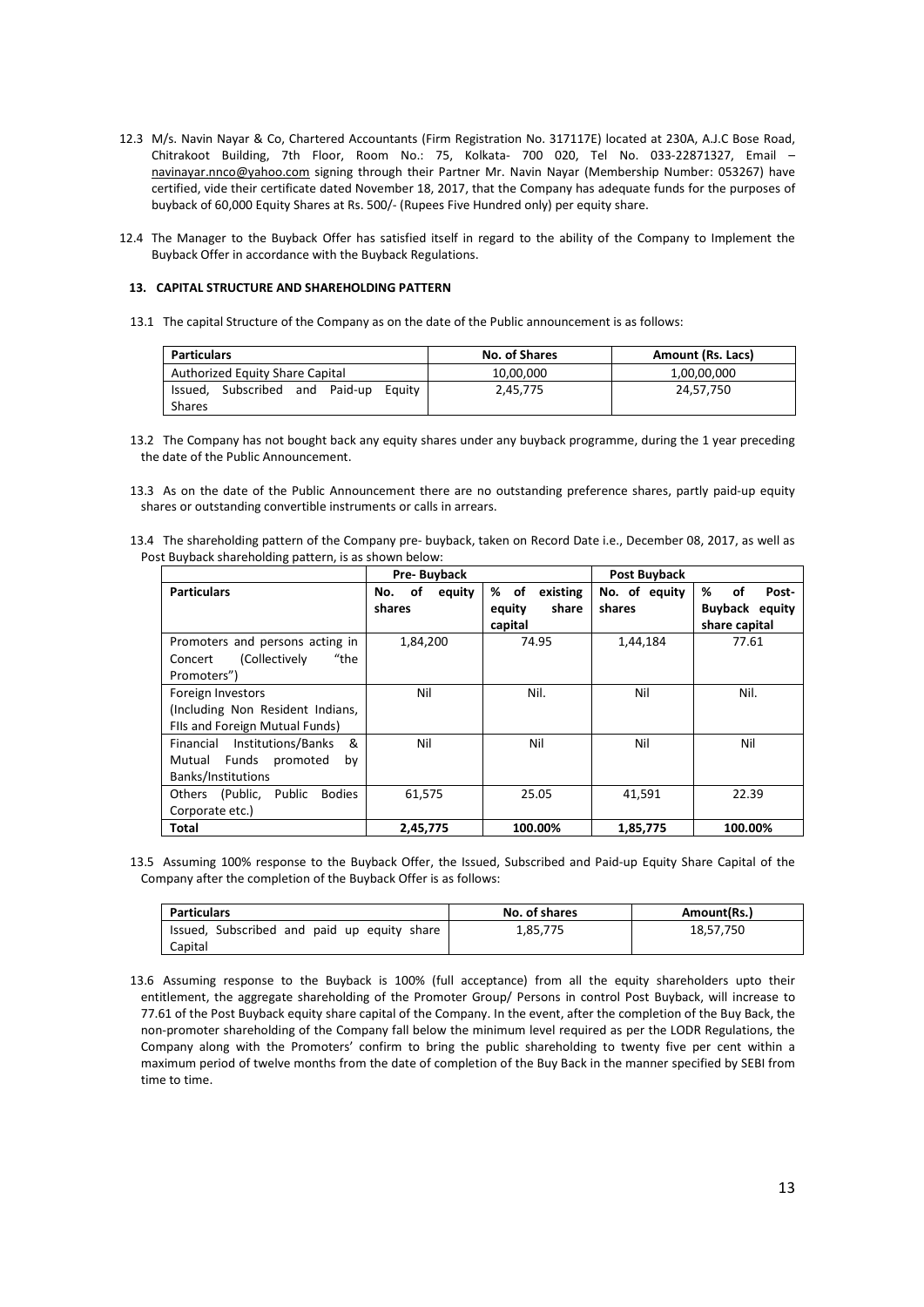12.3 M/s. Navin Nayar & Co, Chartered Accountants (Firm Registration No. 317117E) located at 230A, A.J.C Bose Road, Chitrakoot Building, 7th Floor, Room No.: 75, Kolkata- 700 020, Tel No. 033-22871327, Email – navinayar.nnco@yahoo.com signing through their Partner Mr. Navin Nayar (Membership Number: 053267) have certified, vide their certificate dated November 18, 2017, that the Company has adequate funds for the purposes of buyback of 60,000 Equity Shares at Rs. 500/- (Rupees Five Hundred only) per equity share.

12.4 The Manager to the Buyback Offer has satisfied itself in regard to the ability of the Company to Implement the Buyback Offer in accordance with the Buyback Regulations.

### 13. CAPITAL STRUCTURE AND SHAREHOLDING PATTERN

13.1 The capital Structure of the Company as on the date of the Public announcement is as follows:

| Particulars | No. of Shares | Amount (Rs. Lacs) |
|---|---|---|
| Authorized Equity Share Capital | 10,00,000 | 1,00,00,000 |
| Issued, Subscribed and Paid-up Equity Shares | 2,45,775 | 24,57,750 |

13.2 The Company has not bought back any equity shares under any buyback programme, during the 1 year preceding the date of the Public Announcement.

13.3 As on the date of the Public Announcement there are no outstanding preference shares, partly paid-up equity shares or outstanding convertible instruments or calls in arrears.

13.4 The shareholding pattern of the Company pre- buyback, taken on Record Date i.e., December 08, 2017, as well as Post Buyback shareholding pattern, is as shown below:

| | Pre- Buyback | | Post Buyback | |
|---|---|---|---|---|
| **Particulars** | **No. of equity shares** | **% of existing equity share capital** | **No. of equity shares** | **% of Post-Buyback equity share capital** |
| Promoters and persons acting in Concert (Collectively "the Promoters") | 1,84,200 | 74.95 | 1,44,184 | 77.61 |
| Foreign Investors (Including Non Resident Indians, FIIs and Foreign Mutual Funds) | Nil | Nil. | Nil | Nil. |
| Financial Institutions/Banks & Mutual Funds promoted by Banks/Institutions | Nil | Nil | Nil | Nil |
| Others (Public, Public Bodies Corporate etc.) | 61,575 | 25.05 | 41,591 | 22.39 |
| **Total** | **2,45,775** | **100.00%** | **1,85,775** | **100.00%** |

13.5 Assuming 100% response to the Buyback Offer, the Issued, Subscribed and Paid-up Equity Share Capital of the Company after the completion of the Buyback Offer is as follows:

| Particulars | No. of shares | Amount(Rs.) |
|---|---|---|
| Issued, Subscribed and paid up equity share Capital | 1,85,775 | 18,57,750 |

13.6 Assuming response to the Buyback is 100% (full acceptance) from all the equity shareholders upto their entitlement, the aggregate shareholding of the Promoter Group/ Persons in control Post Buyback, will increase to 77.61 of the Post Buyback equity share capital of the Company. In the event, after the completion of the Buy Back, the non-promoter shareholding of the Company fall below the minimum level required as per the LODR Regulations, the Company along with the Promoters' confirm to bring the public shareholding to twenty five per cent within a maximum period of twelve months from the date of completion of the Buy Back in the manner specified by SEBI from time to time.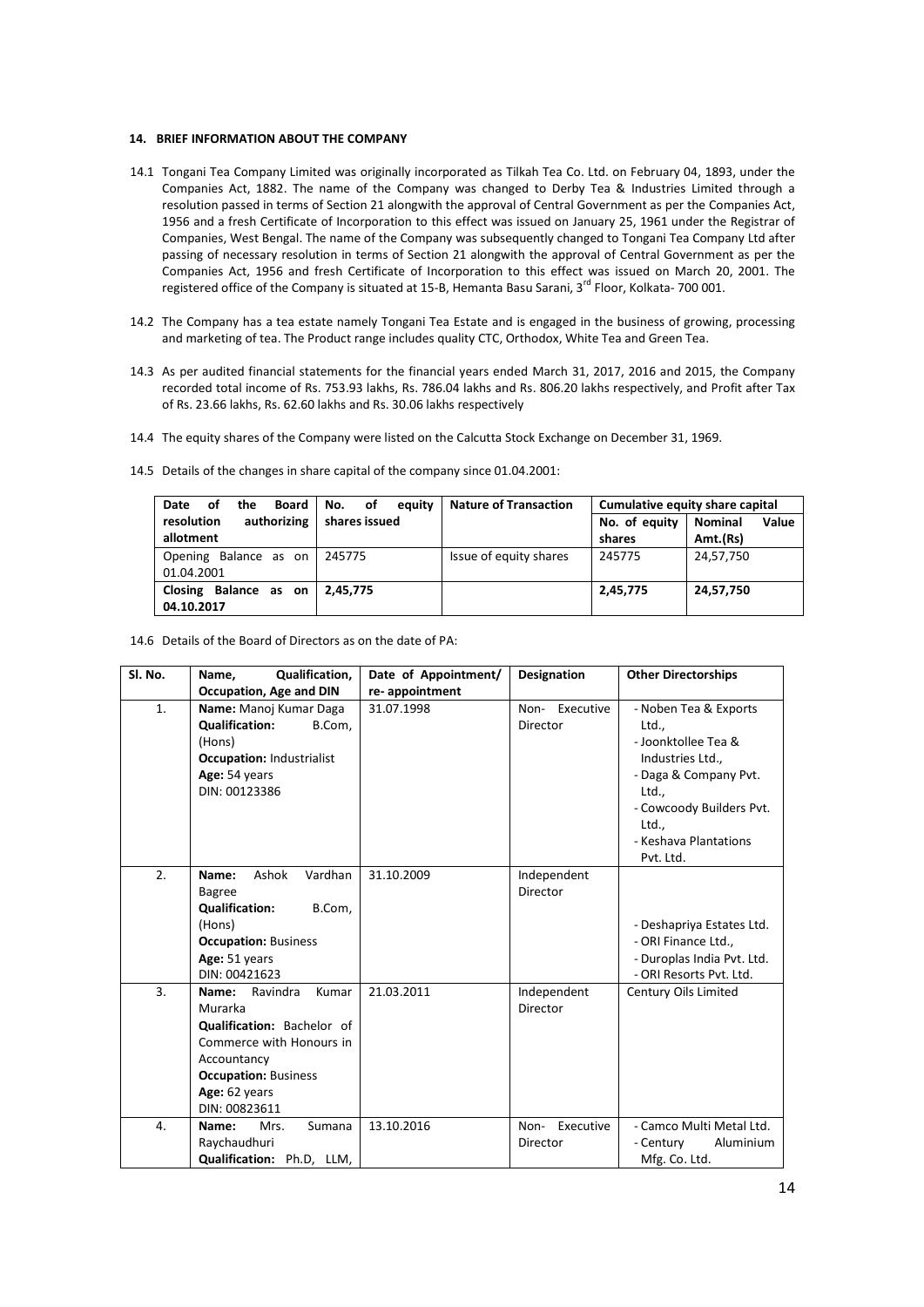## 14. BRIEF INFORMATION ABOUT THE COMPANY

14.1 Tongani Tea Company Limited was originally incorporated as Tilkah Tea Co. Ltd. on February 04, 1893, under the Companies Act, 1882. The name of the Company was changed to Derby Tea & Industries Limited through a resolution passed in terms of Section 21 alongwith the approval of Central Government as per the Companies Act, 1956 and a fresh Certificate of Incorporation to this effect was issued on January 25, 1961 under the Registrar of Companies, West Bengal. The name of the Company was subsequently changed to Tongani Tea Company Ltd after passing of necessary resolution in terms of Section 21 alongwith the approval of Central Government as per the Companies Act, 1956 and fresh Certificate of Incorporation to this effect was issued on March 20, 2001. The registered office of the Company is situated at 15-B, Hemanta Basu Sarani, 3rd Floor, Kolkata- 700 001.

14.2 The Company has a tea estate namely Tongani Tea Estate and is engaged in the business of growing, processing and marketing of tea. The Product range includes quality CTC, Orthodox, White Tea and Green Tea.

14.3 As per audited financial statements for the financial years ended March 31, 2017, 2016 and 2015, the Company recorded total income of Rs. 753.93 lakhs, Rs. 786.04 lakhs and Rs. 806.20 lakhs respectively, and Profit after Tax of Rs. 23.66 lakhs, Rs. 62.60 lakhs and Rs. 30.06 lakhs respectively

14.4 The equity shares of the Company were listed on the Calcutta Stock Exchange on December 31, 1969.

14.5 Details of the changes in share capital of the company since 01.04.2001:

| Date of the Board resolution authorizing allotment | No. of equity shares issued | Nature of Transaction | Cumulative equity share capital | |
|---|---|---|---|---|
| | | | No. of equity shares | Nominal Value Amt.(Rs) |
| Opening Balance as on 01.04.2001 | 245775 | Issue of equity shares | 245775 | 24,57,750 |
| **Closing Balance as on 04.10.2017** | **2,45,775** | | **2,45,775** | **24,57,750** |

14.6 Details of the Board of Directors as on the date of PA:

| Sl. No. | Name, Qualification, Occupation, Age and DIN | Date of Appointment/ re- appointment | Designation | Other Directorships |
|---|---|---|---|---|
| 1. | **Name:** Manoj Kumar Daga<br>**Qualification:** B.Com, (Hons)<br>**Occupation:** Industrialist<br>**Age:** 54 years<br>DIN: 00123386 | 31.07.1998 | Non- Executive Director | - Noben Tea & Exports Ltd.,<br>- Joonktollee Tea & Industries Ltd.,<br>- Daga & Company Pvt. Ltd.,<br>- Cowcoody Builders Pvt. Ltd.,<br>- Keshava Plantations Pvt. Ltd. |
| 2. | **Name:** Ashok Vardhan Bagree<br>**Qualification:** B.Com, (Hons)<br>**Occupation:** Business<br>**Age:** 51 years<br>DIN: 00421623 | 31.10.2009 | Independent Director | - Deshapriya Estates Ltd.<br>- ORI Finance Ltd.,<br>- Duroplas India Pvt. Ltd.<br>- ORI Resorts Pvt. Ltd. |
| 3. | **Name:** Ravindra Kumar Murarka<br>**Qualification:** Bachelor of Commerce with Honours in Accountancy<br>**Occupation:** Business<br>**Age:** 62 years<br>DIN: 00823611 | 21.03.2011 | Independent Director | Century Oils Limited |
| 4. | **Name:** Mrs. Sumana Raychaudhuri<br>**Qualification:** Ph.D, LLM, | 13.10.2016 | Non- Executive Director | - Camco Multi Metal Ltd.<br>- Century Aluminium Mfg. Co. Ltd. |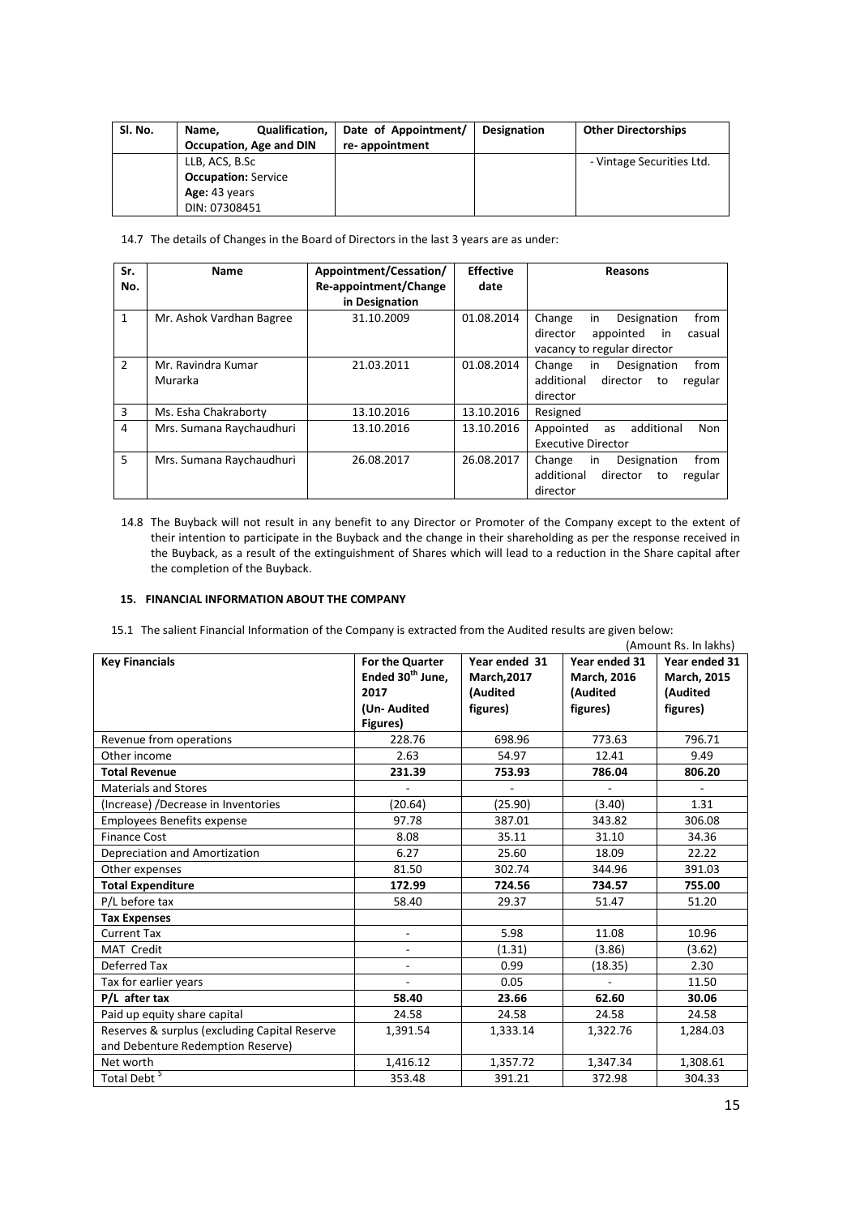| Sl. No. | Name, Qualification, Occupation, Age and DIN | Date of Appointment/ re- appointment | Designation | Other Directorships |
|---|---|---|---|---|
| | LLB, ACS, B.Sc<br>**Occupation:** Service<br>**Age:** 43 years<br>DIN: 07308451 | | | - Vintage Securities Ltd. |

14.7 The details of Changes in the Board of Directors in the last 3 years are as under:

| Sr. No. | Name | Appointment/Cessation/ Re-appointment/Change in Designation | Effective date | Reasons |
|---|---|---|---|---|
| 1 | Mr. Ashok Vardhan Bagree | 31.10.2009 | 01.08.2014 | Change in Designation from director appointed in casual vacancy to regular director |
| 2 | Mr. Ravindra Kumar Murarka | 21.03.2011 | 01.08.2014 | Change in Designation from additional director to regular director |
| 3 | Ms. Esha Chakraborty | 13.10.2016 | 13.10.2016 | Resigned |
| 4 | Mrs. Sumana Raychaudhuri | 13.10.2016 | 13.10.2016 | Appointed as additional Non Executive Director |
| 5 | Mrs. Sumana Raychaudhuri | 26.08.2017 | 26.08.2017 | Change in Designation from additional director to regular director |

14.8 The Buyback will not result in any benefit to any Director or Promoter of the Company except to the extent of their intention to participate in the Buyback and the change in their shareholding as per the response received in the Buyback, as a result of the extinguishment of Shares which will lead to a reduction in the Share capital after the completion of the Buyback.

## 15. FINANCIAL INFORMATION ABOUT THE COMPANY

15.1 The salient Financial Information of the Company is extracted from the Audited results are given below:

(Amount Rs. In lakhs)

| Key Financials | For the Quarter Ended 30th June, 2017 (Un- Audited Figures) | Year ended 31 March,2017 (Audited figures) | Year ended 31 March, 2016 (Audited figures) | Year ended 31 March, 2015 (Audited figures) |
|---|---|---|---|---|
| Revenue from operations | 228.76 | 698.96 | 773.63 | 796.71 |
| Other income | 2.63 | 54.97 | 12.41 | 9.49 |
| **Total Revenue** | **231.39** | **753.93** | **786.04** | **806.20** |
| Materials and Stores | - | - | - | - |
| (Increase) /Decrease in Inventories | (20.64) | (25.90) | (3.40) | 1.31 |
| Employees Benefits expense | 97.78 | 387.01 | 343.82 | 306.08 |
| Finance Cost | 8.08 | 35.11 | 31.10 | 34.36 |
| Depreciation and Amortization | 6.27 | 25.60 | 18.09 | 22.22 |
| Other expenses | 81.50 | 302.74 | 344.96 | 391.03 |
| **Total Expenditure** | **172.99** | **724.56** | **734.57** | **755.00** |
| P/L before tax | 58.40 | 29.37 | 51.47 | 51.20 |
| **Tax Expenses** | | | | |
| Current Tax | - | 5.98 | 11.08 | 10.96 |
| MAT Credit | - | (1.31) | (3.86) | (3.62) |
| Deferred Tax | - | 0.99 | (18.35) | 2.30 |
| Tax for earlier years | - | 0.05 | - | 11.50 |
| **P/L after tax** | **58.40** | **23.66** | **62.60** | **30.06** |
| Paid up equity share capital | 24.58 | 24.58 | 24.58 | 24.58 |
| Reserves & surplus (excluding Capital Reserve and Debenture Redemption Reserve) | 1,391.54 | 1,333.14 | 1,322.76 | 1,284.03 |
| Net worth | 1,416.12 | 1,357.72 | 1,347.34 | 1,308.61 |
| Total Debt $ | 353.48 | 391.21 | 372.98 | 304.33 |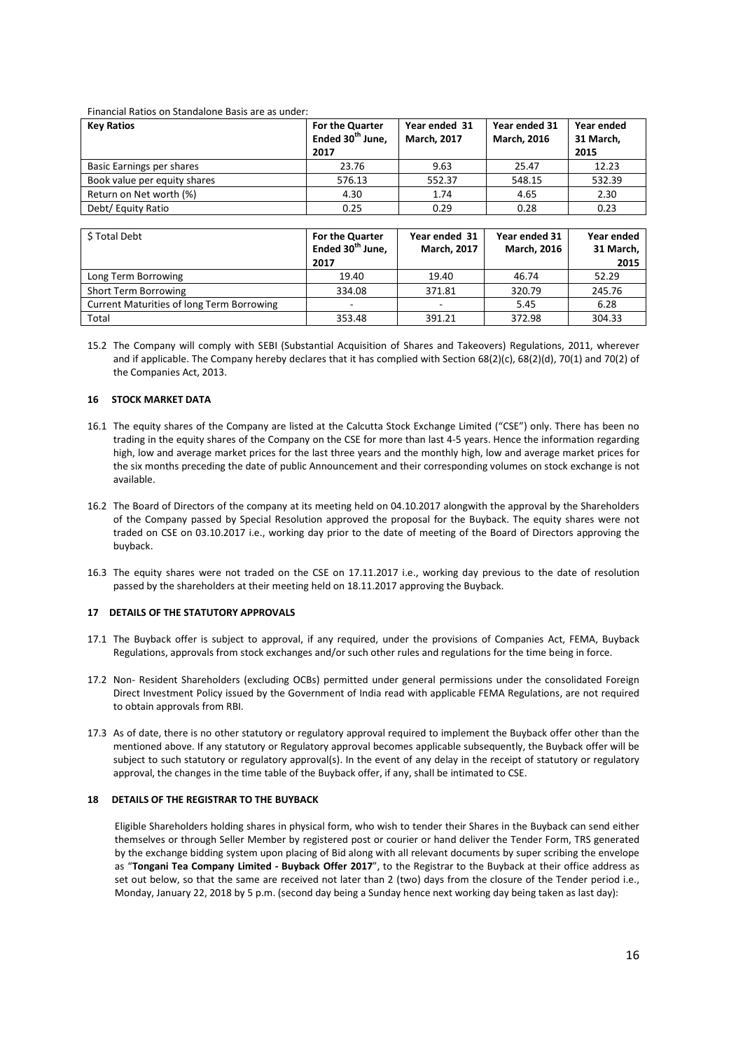Financial Ratios on Standalone Basis are as under:

| Key Ratios | For the Quarter Ended 30th June, 2017 | Year ended 31 March, 2017 | Year ended 31 March, 2016 | Year ended 31 March, 2015 |
|---|---|---|---|---|
| Basic Earnings per shares | 23.76 | 9.63 | 25.47 | 12.23 |
| Book value per equity shares | 576.13 | 552.37 | 548.15 | 532.39 |
| Return on Net worth (%) | 4.30 | 1.74 | 4.65 | 2.30 |
| Debt/ Equity Ratio | 0.25 | 0.29 | 0.28 | 0.23 |

| $ Total Debt | For the Quarter Ended 30th June, 2017 | Year ended 31 March, 2017 | Year ended 31 March, 2016 | Year ended 31 March, 2015 |
|---|---|---|---|---|
| Long Term Borrowing | 19.40 | 19.40 | 46.74 | 52.29 |
| Short Term Borrowing | 334.08 | 371.81 | 320.79 | 245.76 |
| Current Maturities of long Term Borrowing | - | - | 5.45 | 6.28 |
| Total | 353.48 | 391.21 | 372.98 | 304.33 |

15.2 The Company will comply with SEBI (Substantial Acquisition of Shares and Takeovers) Regulations, 2011, wherever and if applicable. The Company hereby declares that it has complied with Section 68(2)(c), 68(2)(d), 70(1) and 70(2) of the Companies Act, 2013.

## 16 STOCK MARKET DATA

16.1 The equity shares of the Company are listed at the Calcutta Stock Exchange Limited ("CSE") only. There has been no trading in the equity shares of the Company on the CSE for more than last 4-5 years. Hence the information regarding high, low and average market prices for the last three years and the monthly high, low and average market prices for the six months preceding the date of public Announcement and their corresponding volumes on stock exchange is not available.

16.2 The Board of Directors of the company at its meeting held on 04.10.2017 alongwith the approval by the Shareholders of the Company passed by Special Resolution approved the proposal for the Buyback. The equity shares were not traded on CSE on 03.10.2017 i.e., working day prior to the date of meeting of the Board of Directors approving the buyback.

16.3 The equity shares were not traded on the CSE on 17.11.2017 i.e., working day previous to the date of resolution passed by the shareholders at their meeting held on 18.11.2017 approving the Buyback.

## 17 DETAILS OF THE STATUTORY APPROVALS

17.1 The Buyback offer is subject to approval, if any required, under the provisions of Companies Act, FEMA, Buyback Regulations, approvals from stock exchanges and/or such other rules and regulations for the time being in force.

17.2 Non- Resident Shareholders (excluding OCBs) permitted under general permissions under the consolidated Foreign Direct Investment Policy issued by the Government of India read with applicable FEMA Regulations, are not required to obtain approvals from RBI.

17.3 As of date, there is no other statutory or regulatory approval required to implement the Buyback offer other than the mentioned above. If any statutory or Regulatory approval becomes applicable subsequently, the Buyback offer will be subject to such statutory or regulatory approval(s). In the event of any delay in the receipt of statutory or regulatory approval, the changes in the time table of the Buyback offer, if any, shall be intimated to CSE.

## 18 DETAILS OF THE REGISTRAR TO THE BUYBACK

Eligible Shareholders holding shares in physical form, who wish to tender their Shares in the Buyback can send either themselves or through Seller Member by registered post or courier or hand deliver the Tender Form, TRS generated by the exchange bidding system upon placing of Bid along with all relevant documents by super scribing the envelope as "**Tongani Tea Company Limited - Buyback Offer 2017**", to the Registrar to the Buyback at their office address as set out below, so that the same are received not later than 2 (two) days from the closure of the Tender period i.e., Monday, January 22, 2018 by 5 p.m. (second day being a Sunday hence next working day being taken as last day):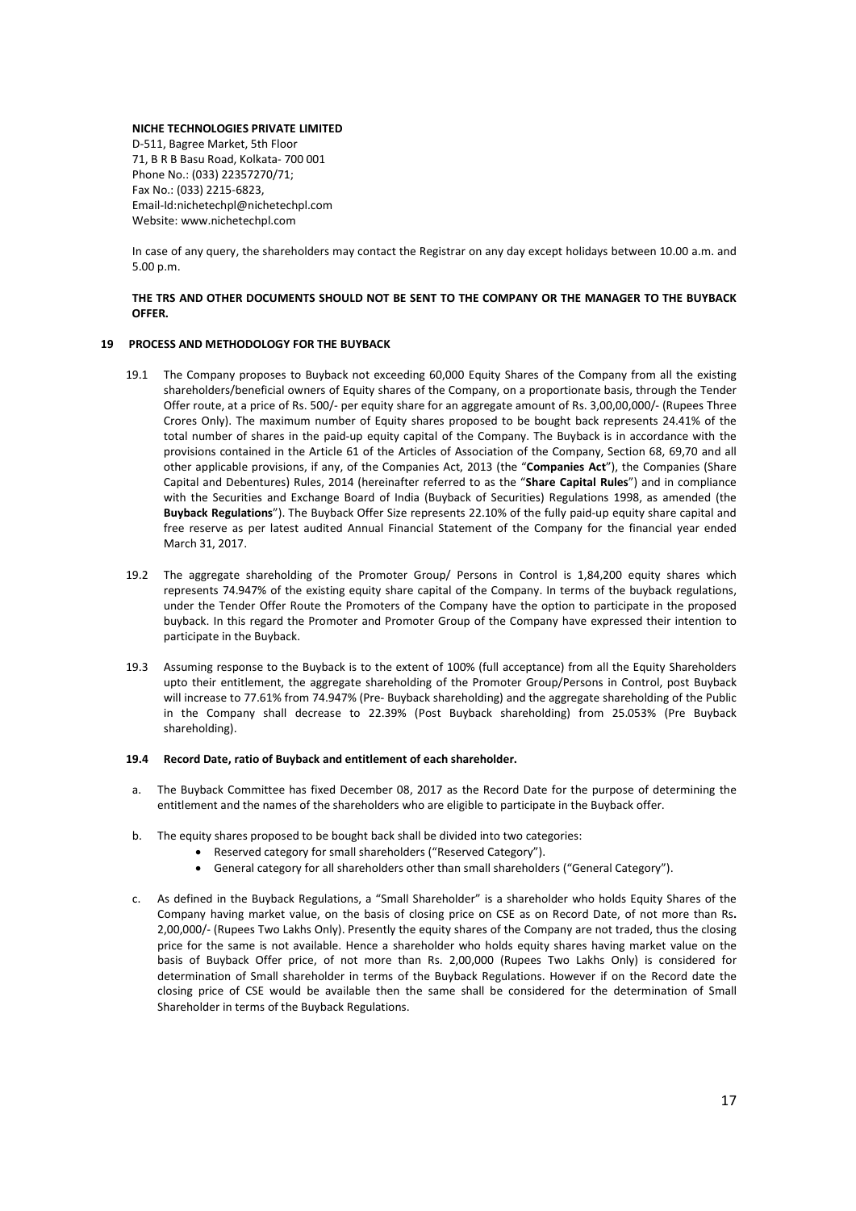**NICHE TECHNOLOGIES PRIVATE LIMITED**
D-511, Bagree Market, 5th Floor
71, B R B Basu Road, Kolkata- 700 001
Phone No.: (033) 22357270/71;
Fax No.: (033) 2215-6823,
Email-Id:nichetechpl@nichetechpl.com
Website: www.nichetechpl.com

In case of any query, the shareholders may contact the Registrar on any day except holidays between 10.00 a.m. and 5.00 p.m.

**THE TRS AND OTHER DOCUMENTS SHOULD NOT BE SENT TO THE COMPANY OR THE MANAGER TO THE BUYBACK OFFER.**

## 19 PROCESS AND METHODOLOGY FOR THE BUYBACK

19.1 The Company proposes to Buyback not exceeding 60,000 Equity Shares of the Company from all the existing shareholders/beneficial owners of Equity shares of the Company, on a proportionate basis, through the Tender Offer route, at a price of Rs. 500/- per equity share for an aggregate amount of Rs. 3,00,00,000/- (Rupees Three Crores Only). The maximum number of Equity shares proposed to be bought back represents 24.41% of the total number of shares in the paid-up equity capital of the Company. The Buyback is in accordance with the provisions contained in the Article 61 of the Articles of Association of the Company, Section 68, 69,70 and all other applicable provisions, if any, of the Companies Act, 2013 (the "**Companies Act**"), the Companies (Share Capital and Debentures) Rules, 2014 (hereinafter referred to as the "**Share Capital Rules**") and in compliance with the Securities and Exchange Board of India (Buyback of Securities) Regulations 1998, as amended (the **Buyback Regulations**"). The Buyback Offer Size represents 22.10% of the fully paid-up equity share capital and free reserve as per latest audited Annual Financial Statement of the Company for the financial year ended March 31, 2017.

19.2 The aggregate shareholding of the Promoter Group/ Persons in Control is 1,84,200 equity shares which represents 74.947% of the existing equity share capital of the Company. In terms of the buyback regulations, under the Tender Offer Route the Promoters of the Company have the option to participate in the proposed buyback. In this regard the Promoter and Promoter Group of the Company have expressed their intention to participate in the Buyback.

19.3 Assuming response to the Buyback is to the extent of 100% (full acceptance) from all the Equity Shareholders upto their entitlement, the aggregate shareholding of the Promoter Group/Persons in Control, post Buyback will increase to 77.61% from 74.947% (Pre- Buyback shareholding) and the aggregate shareholding of the Public in the Company shall decrease to 22.39% (Post Buyback shareholding) from 25.053% (Pre Buyback shareholding).

### 19.4 Record Date, ratio of Buyback and entitlement of each shareholder.

a. The Buyback Committee has fixed December 08, 2017 as the Record Date for the purpose of determining the entitlement and the names of the shareholders who are eligible to participate in the Buyback offer.

b. The equity shares proposed to be bought back shall be divided into two categories:
   - Reserved category for small shareholders ("Reserved Category").
   - General category for all shareholders other than small shareholders ("General Category").

c. As defined in the Buyback Regulations, a "Small Shareholder" is a shareholder who holds Equity Shares of the Company having market value, on the basis of closing price on CSE as on Record Date, of not more than Rs**.** 2,00,000/- (Rupees Two Lakhs Only). Presently the equity shares of the Company are not traded, thus the closing price for the same is not available. Hence a shareholder who holds equity shares having market value on the basis of Buyback Offer price, of not more than Rs. 2,00,000 (Rupees Two Lakhs Only) is considered for determination of Small shareholder in terms of the Buyback Regulations. However if on the Record date the closing price of CSE would be available then the same shall be considered for the determination of Small Shareholder in terms of the Buyback Regulations.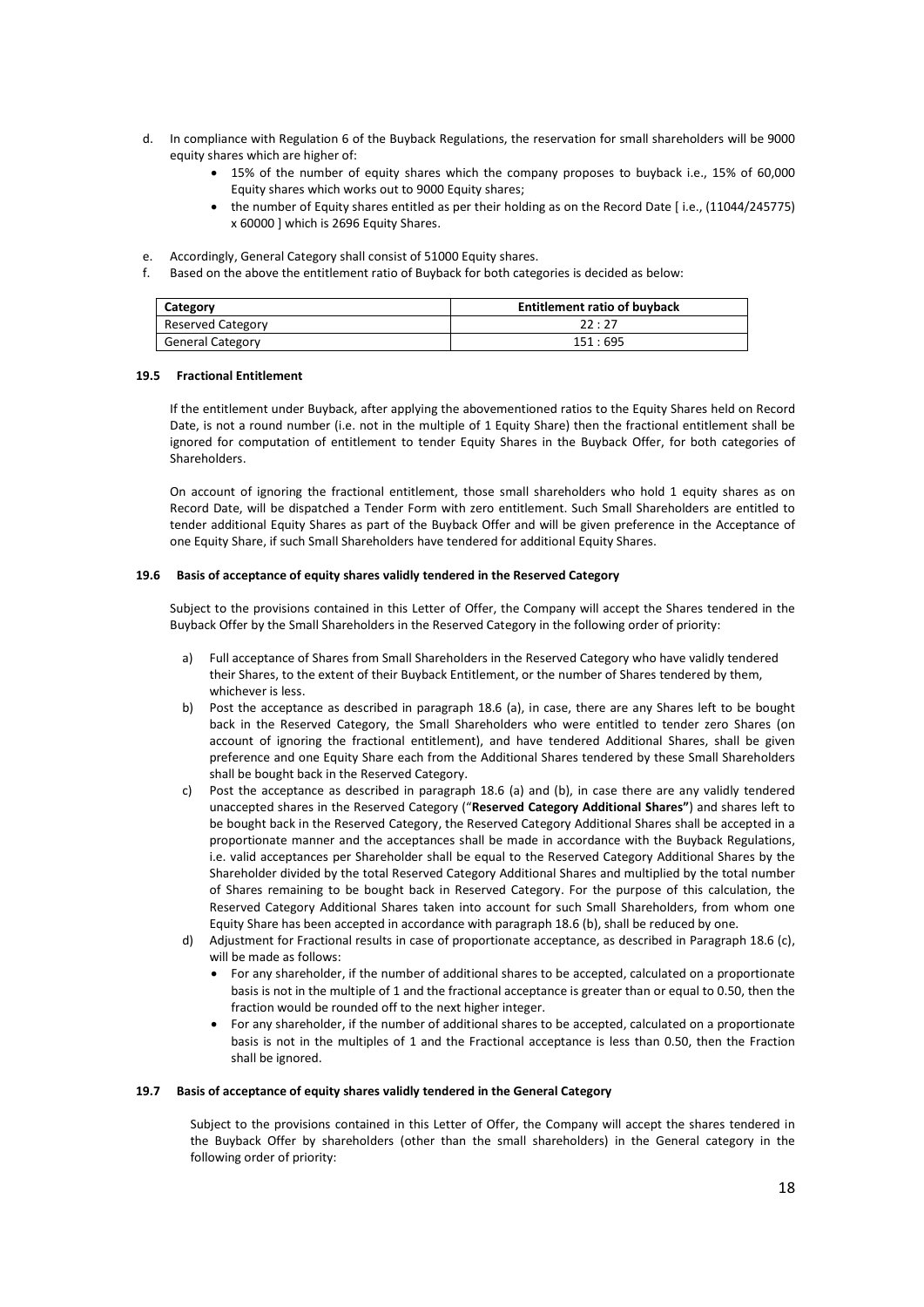d. In compliance with Regulation 6 of the Buyback Regulations, the reservation for small shareholders will be 9000 equity shares which are higher of:
   - 15% of the number of equity shares which the company proposes to buyback i.e., 15% of 60,000 Equity shares which works out to 9000 Equity shares;
   - the number of Equity shares entitled as per their holding as on the Record Date [ i.e., (11044/245775) x 60000 ] which is 2696 Equity Shares.

e. Accordingly, General Category shall consist of 51000 Equity shares.

f. Based on the above the entitlement ratio of Buyback for both categories is decided as below:

| Category | Entitlement ratio of buyback |
|---|---|
| Reserved Category | 22 : 27 |
| General Category | 151 : 695 |

### 19.5 Fractional Entitlement

If the entitlement under Buyback, after applying the abovementioned ratios to the Equity Shares held on Record Date, is not a round number (i.e. not in the multiple of 1 Equity Share) then the fractional entitlement shall be ignored for computation of entitlement to tender Equity Shares in the Buyback Offer, for both categories of Shareholders.

On account of ignoring the fractional entitlement, those small shareholders who hold 1 equity shares as on Record Date, will be dispatched a Tender Form with zero entitlement. Such Small Shareholders are entitled to tender additional Equity Shares as part of the Buyback Offer and will be given preference in the Acceptance of one Equity Share, if such Small Shareholders have tendered for additional Equity Shares.

### 19.6 Basis of acceptance of equity shares validly tendered in the Reserved Category

Subject to the provisions contained in this Letter of Offer, the Company will accept the Shares tendered in the Buyback Offer by the Small Shareholders in the Reserved Category in the following order of priority:

a) Full acceptance of Shares from Small Shareholders in the Reserved Category who have validly tendered their Shares, to the extent of their Buyback Entitlement, or the number of Shares tendered by them, whichever is less.

b) Post the acceptance as described in paragraph 18.6 (a), in case, there are any Shares left to be bought back in the Reserved Category, the Small Shareholders who were entitled to tender zero Shares (on account of ignoring the fractional entitlement), and have tendered Additional Shares, shall be given preference and one Equity Share each from the Additional Shares tendered by these Small Shareholders shall be bought back in the Reserved Category.

c) Post the acceptance as described in paragraph 18.6 (a) and (b), in case there are any validly tendered unaccepted shares in the Reserved Category ("**Reserved Category Additional Shares"**) and shares left to be bought back in the Reserved Category, the Reserved Category Additional Shares shall be accepted in a proportionate manner and the acceptances shall be made in accordance with the Buyback Regulations, i.e. valid acceptances per Shareholder shall be equal to the Reserved Category Additional Shares by the Shareholder divided by the total Reserved Category Additional Shares and multiplied by the total number of Shares remaining to be bought back in Reserved Category. For the purpose of this calculation, the Reserved Category Additional Shares taken into account for such Small Shareholders, from whom one Equity Share has been accepted in accordance with paragraph 18.6 (b), shall be reduced by one.

d) Adjustment for Fractional results in case of proportionate acceptance, as described in Paragraph 18.6 (c), will be made as follows:
   - For any shareholder, if the number of additional shares to be accepted, calculated on a proportionate basis is not in the multiple of 1 and the fractional acceptance is greater than or equal to 0.50, then the fraction would be rounded off to the next higher integer.
   - For any shareholder, if the number of additional shares to be accepted, calculated on a proportionate basis is not in the multiples of 1 and the Fractional acceptance is less than 0.50, then the Fraction shall be ignored.

### 19.7 Basis of acceptance of equity shares validly tendered in the General Category

Subject to the provisions contained in this Letter of Offer, the Company will accept the shares tendered in the Buyback Offer by shareholders (other than the small shareholders) in the General category in the following order of priority: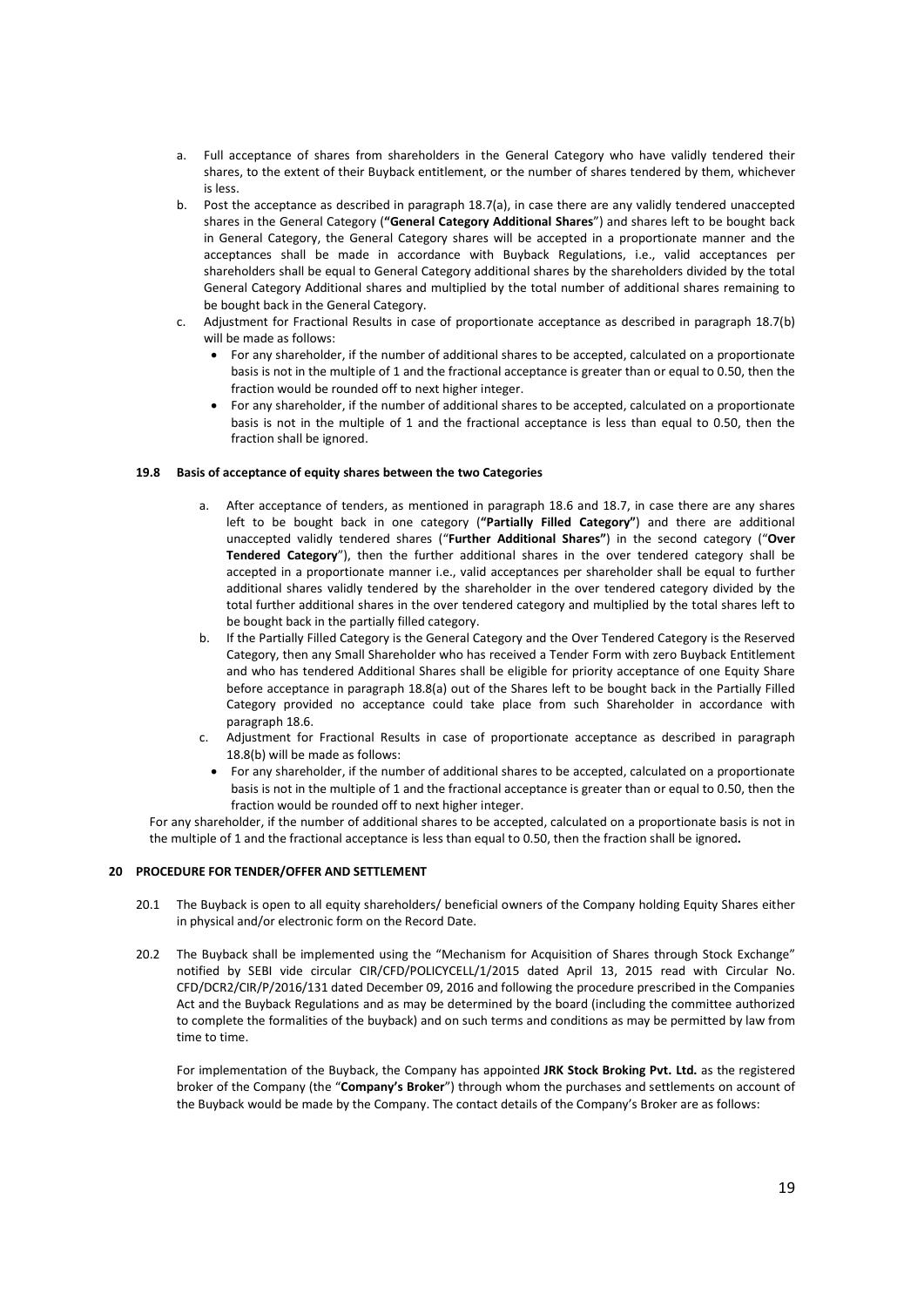a. Full acceptance of shares from shareholders in the General Category who have validly tendered their shares, to the extent of their Buyback entitlement, or the number of shares tendered by them, whichever is less.
b. Post the acceptance as described in paragraph 18.7(a), in case there are any validly tendered unaccepted shares in the General Category (**"General Category Additional Shares**") and shares left to be bought back in General Category, the General Category shares will be accepted in a proportionate manner and the acceptances shall be made in accordance with Buyback Regulations, i.e., valid acceptances per shareholders shall be equal to General Category additional shares by the shareholders divided by the total General Category Additional shares and multiplied by the total number of additional shares remaining to be bought back in the General Category.
c. Adjustment for Fractional Results in case of proportionate acceptance as described in paragraph 18.7(b) will be made as follows:
   - For any shareholder, if the number of additional shares to be accepted, calculated on a proportionate basis is not in the multiple of 1 and the fractional acceptance is greater than or equal to 0.50, then the fraction would be rounded off to next higher integer.
   - For any shareholder, if the number of additional shares to be accepted, calculated on a proportionate basis is not in the multiple of 1 and the fractional acceptance is less than equal to 0.50, then the fraction shall be ignored.

**19.8 Basis of acceptance of equity shares between the two Categories**

a. After acceptance of tenders, as mentioned in paragraph 18.6 and 18.7, in case there are any shares left to be bought back in one category (**"Partially Filled Category"**) and there are additional unaccepted validly tendered shares ("**Further Additional Shares"**) in the second category ("**Over Tendered Category**"), then the further additional shares in the over tendered category shall be accepted in a proportionate manner i.e., valid acceptances per shareholder shall be equal to further additional shares validly tendered by the shareholder in the over tendered category divided by the total further additional shares in the over tendered category and multiplied by the total shares left to be bought back in the partially filled category.
b. If the Partially Filled Category is the General Category and the Over Tendered Category is the Reserved Category, then any Small Shareholder who has received a Tender Form with zero Buyback Entitlement and who has tendered Additional Shares shall be eligible for priority acceptance of one Equity Share before acceptance in paragraph 18.8(a) out of the Shares left to be bought back in the Partially Filled Category provided no acceptance could take place from such Shareholder in accordance with paragraph 18.6.
c. Adjustment for Fractional Results in case of proportionate acceptance as described in paragraph 18.8(b) will be made as follows:
   - For any shareholder, if the number of additional shares to be accepted, calculated on a proportionate basis is not in the multiple of 1 and the fractional acceptance is greater than or equal to 0.50, then the fraction would be rounded off to next higher integer.

For any shareholder, if the number of additional shares to be accepted, calculated on a proportionate basis is not in the multiple of 1 and the fractional acceptance is less than equal to 0.50, then the fraction shall be ignored**.**

## 20 PROCEDURE FOR TENDER/OFFER AND SETTLEMENT

20.1 The Buyback is open to all equity shareholders/ beneficial owners of the Company holding Equity Shares either in physical and/or electronic form on the Record Date.

20.2 The Buyback shall be implemented using the "Mechanism for Acquisition of Shares through Stock Exchange" notified by SEBI vide circular CIR/CFD/POLICYCELL/1/2015 dated April 13, 2015 read with Circular No. CFD/DCR2/CIR/P/2016/131 dated December 09, 2016 and following the procedure prescribed in the Companies Act and the Buyback Regulations and as may be determined by the board (including the committee authorized to complete the formalities of the buyback) and on such terms and conditions as may be permitted by law from time to time.

For implementation of the Buyback, the Company has appointed **JRK Stock Broking Pvt. Ltd.** as the registered broker of the Company (the "**Company's Broker**") through whom the purchases and settlements on account of the Buyback would be made by the Company. The contact details of the Company's Broker are as follows: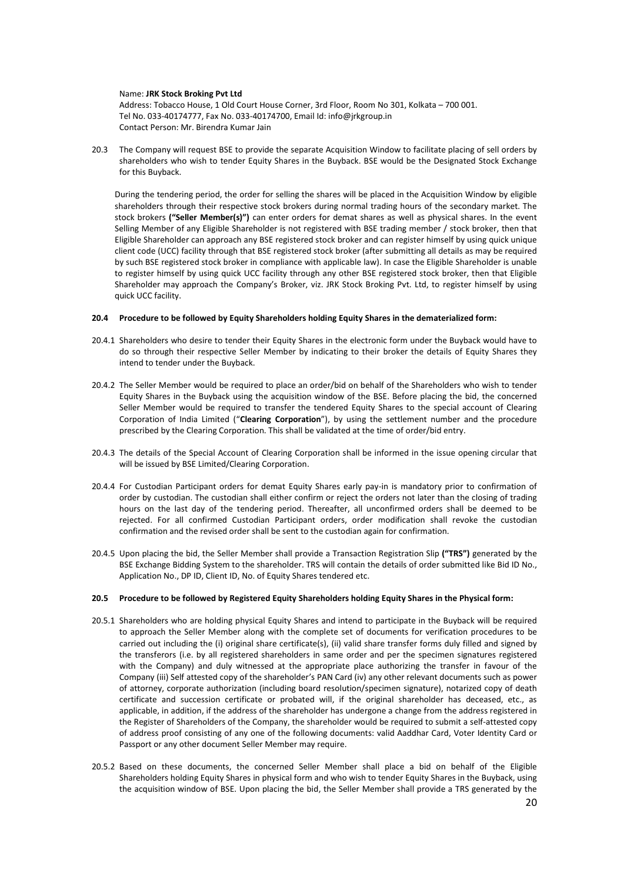Name: **JRK Stock Broking Pvt Ltd**
Address: Tobacco House, 1 Old Court House Corner, 3rd Floor, Room No 301, Kolkata – 700 001.
Tel No. 033-40174777, Fax No. 033-40174700, Email Id: info@jrkgroup.in
Contact Person: Mr. Birendra Kumar Jain

20.3 The Company will request BSE to provide the separate Acquisition Window to facilitate placing of sell orders by shareholders who wish to tender Equity Shares in the Buyback. BSE would be the Designated Stock Exchange for this Buyback.

During the tendering period, the order for selling the shares will be placed in the Acquisition Window by eligible shareholders through their respective stock brokers during normal trading hours of the secondary market. The stock brokers **("Seller Member(s)")** can enter orders for demat shares as well as physical shares. In the event Selling Member of any Eligible Shareholder is not registered with BSE trading member / stock broker, then that Eligible Shareholder can approach any BSE registered stock broker and can register himself by using quick unique client code (UCC) facility through that BSE registered stock broker (after submitting all details as may be required by such BSE registered stock broker in compliance with applicable law). In case the Eligible Shareholder is unable to register himself by using quick UCC facility through any other BSE registered stock broker, then that Eligible Shareholder may approach the Company's Broker, viz. JRK Stock Broking Pvt. Ltd, to register himself by using quick UCC facility.

**20.4 Procedure to be followed by Equity Shareholders holding Equity Shares in the dematerialized form:**

20.4.1 Shareholders who desire to tender their Equity Shares in the electronic form under the Buyback would have to do so through their respective Seller Member by indicating to their broker the details of Equity Shares they intend to tender under the Buyback.

20.4.2 The Seller Member would be required to place an order/bid on behalf of the Shareholders who wish to tender Equity Shares in the Buyback using the acquisition window of the BSE. Before placing the bid, the concerned Seller Member would be required to transfer the tendered Equity Shares to the special account of Clearing Corporation of India Limited ("**Clearing Corporation**"), by using the settlement number and the procedure prescribed by the Clearing Corporation. This shall be validated at the time of order/bid entry.

20.4.3 The details of the Special Account of Clearing Corporation shall be informed in the issue opening circular that will be issued by BSE Limited/Clearing Corporation.

20.4.4 For Custodian Participant orders for demat Equity Shares early pay-in is mandatory prior to confirmation of order by custodian. The custodian shall either confirm or reject the orders not later than the closing of trading hours on the last day of the tendering period. Thereafter, all unconfirmed orders shall be deemed to be rejected. For all confirmed Custodian Participant orders, order modification shall revoke the custodian confirmation and the revised order shall be sent to the custodian again for confirmation.

20.4.5 Upon placing the bid, the Seller Member shall provide a Transaction Registration Slip **("TRS")** generated by the BSE Exchange Bidding System to the shareholder. TRS will contain the details of order submitted like Bid ID No., Application No., DP ID, Client ID, No. of Equity Shares tendered etc.

**20.5 Procedure to be followed by Registered Equity Shareholders holding Equity Shares in the Physical form:**

20.5.1 Shareholders who are holding physical Equity Shares and intend to participate in the Buyback will be required to approach the Seller Member along with the complete set of documents for verification procedures to be carried out including the (i) original share certificate(s), (ii) valid share transfer forms duly filled and signed by the transferors (i.e. by all registered shareholders in same order and per the specimen signatures registered with the Company) and duly witnessed at the appropriate place authorizing the transfer in favour of the Company (iii) Self attested copy of the shareholder's PAN Card (iv) any other relevant documents such as power of attorney, corporate authorization (including board resolution/specimen signature), notarized copy of death certificate and succession certificate or probated will, if the original shareholder has deceased, etc., as applicable, in addition, if the address of the shareholder has undergone a change from the address registered in the Register of Shareholders of the Company, the shareholder would be required to submit a self-attested copy of address proof consisting of any one of the following documents: valid Aaddhar Card, Voter Identity Card or Passport or any other document Seller Member may require.

20.5.2 Based on these documents, the concerned Seller Member shall place a bid on behalf of the Eligible Shareholders holding Equity Shares in physical form and who wish to tender Equity Shares in the Buyback, using the acquisition window of BSE. Upon placing the bid, the Seller Member shall provide a TRS generated by the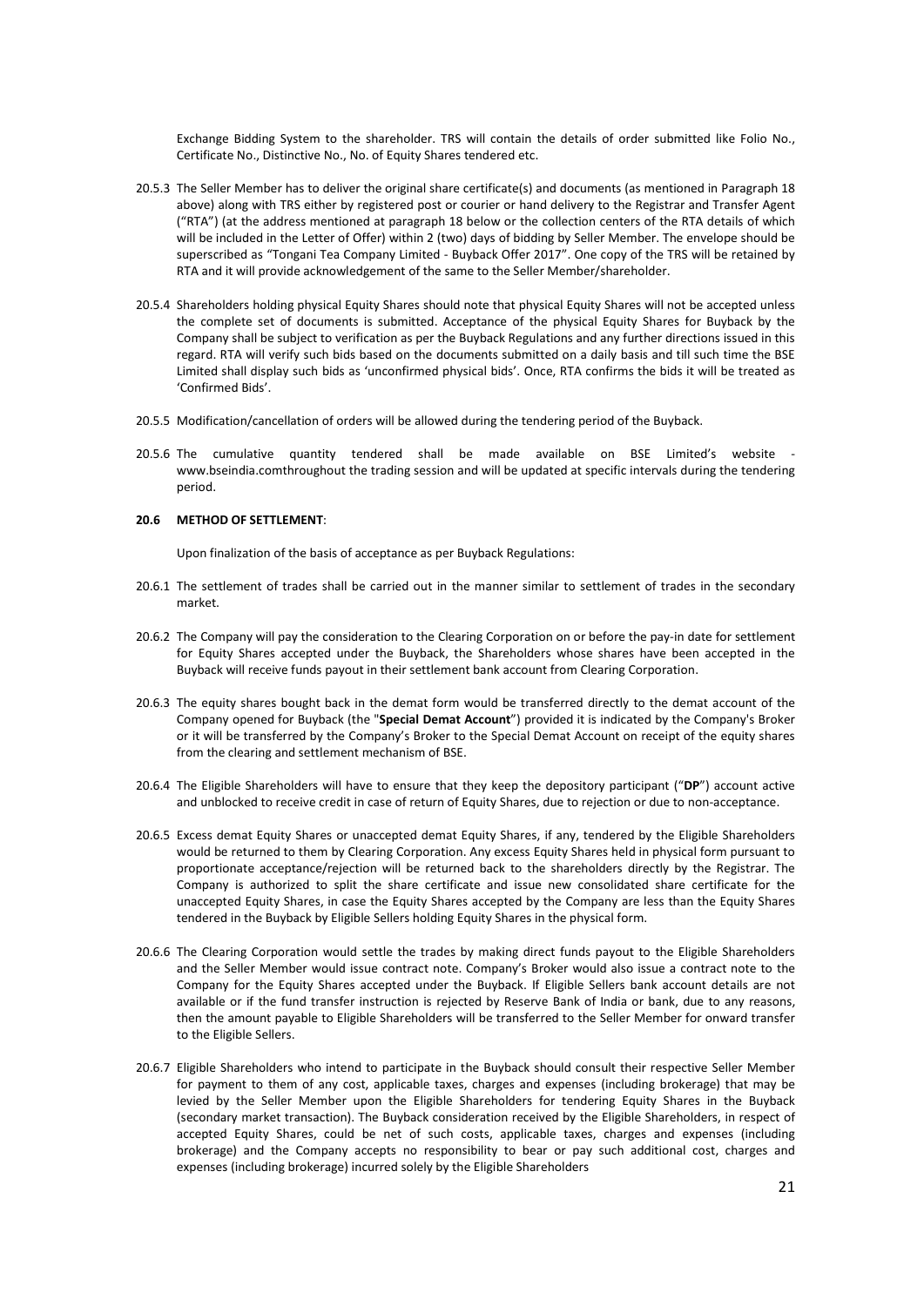Exchange Bidding System to the shareholder. TRS will contain the details of order submitted like Folio No., Certificate No., Distinctive No., No. of Equity Shares tendered etc.

20.5.3 The Seller Member has to deliver the original share certificate(s) and documents (as mentioned in Paragraph 18 above) along with TRS either by registered post or courier or hand delivery to the Registrar and Transfer Agent ("RTA") (at the address mentioned at paragraph 18 below or the collection centers of the RTA details of which will be included in the Letter of Offer) within 2 (two) days of bidding by Seller Member. The envelope should be superscribed as "Tongani Tea Company Limited - Buyback Offer 2017". One copy of the TRS will be retained by RTA and it will provide acknowledgement of the same to the Seller Member/shareholder.

20.5.4 Shareholders holding physical Equity Shares should note that physical Equity Shares will not be accepted unless the complete set of documents is submitted. Acceptance of the physical Equity Shares for Buyback by the Company shall be subject to verification as per the Buyback Regulations and any further directions issued in this regard. RTA will verify such bids based on the documents submitted on a daily basis and till such time the BSE Limited shall display such bids as 'unconfirmed physical bids'. Once, RTA confirms the bids it will be treated as 'Confirmed Bids'.

20.5.5 Modification/cancellation of orders will be allowed during the tendering period of the Buyback.

20.5.6 The cumulative quantity tendered shall be made available on BSE Limited's website - www.bseindia.comthroughout the trading session and will be updated at specific intervals during the tendering period.

**20.6 METHOD OF SETTLEMENT**:

Upon finalization of the basis of acceptance as per Buyback Regulations:

20.6.1 The settlement of trades shall be carried out in the manner similar to settlement of trades in the secondary market.

20.6.2 The Company will pay the consideration to the Clearing Corporation on or before the pay-in date for settlement for Equity Shares accepted under the Buyback, the Shareholders whose shares have been accepted in the Buyback will receive funds payout in their settlement bank account from Clearing Corporation.

20.6.3 The equity shares bought back in the demat form would be transferred directly to the demat account of the Company opened for Buyback (the "**Special Demat Account**") provided it is indicated by the Company's Broker or it will be transferred by the Company's Broker to the Special Demat Account on receipt of the equity shares from the clearing and settlement mechanism of BSE.

20.6.4 The Eligible Shareholders will have to ensure that they keep the depository participant ("**DP**") account active and unblocked to receive credit in case of return of Equity Shares, due to rejection or due to non-acceptance.

20.6.5 Excess demat Equity Shares or unaccepted demat Equity Shares, if any, tendered by the Eligible Shareholders would be returned to them by Clearing Corporation. Any excess Equity Shares held in physical form pursuant to proportionate acceptance/rejection will be returned back to the shareholders directly by the Registrar. The Company is authorized to split the share certificate and issue new consolidated share certificate for the unaccepted Equity Shares, in case the Equity Shares accepted by the Company are less than the Equity Shares tendered in the Buyback by Eligible Sellers holding Equity Shares in the physical form.

20.6.6 The Clearing Corporation would settle the trades by making direct funds payout to the Eligible Shareholders and the Seller Member would issue contract note. Company's Broker would also issue a contract note to the Company for the Equity Shares accepted under the Buyback. If Eligible Sellers bank account details are not available or if the fund transfer instruction is rejected by Reserve Bank of India or bank, due to any reasons, then the amount payable to Eligible Shareholders will be transferred to the Seller Member for onward transfer to the Eligible Sellers.

20.6.7 Eligible Shareholders who intend to participate in the Buyback should consult their respective Seller Member for payment to them of any cost, applicable taxes, charges and expenses (including brokerage) that may be levied by the Seller Member upon the Eligible Shareholders for tendering Equity Shares in the Buyback (secondary market transaction). The Buyback consideration received by the Eligible Shareholders, in respect of accepted Equity Shares, could be net of such costs, applicable taxes, charges and expenses (including brokerage) and the Company accepts no responsibility to bear or pay such additional cost, charges and expenses (including brokerage) incurred solely by the Eligible Shareholders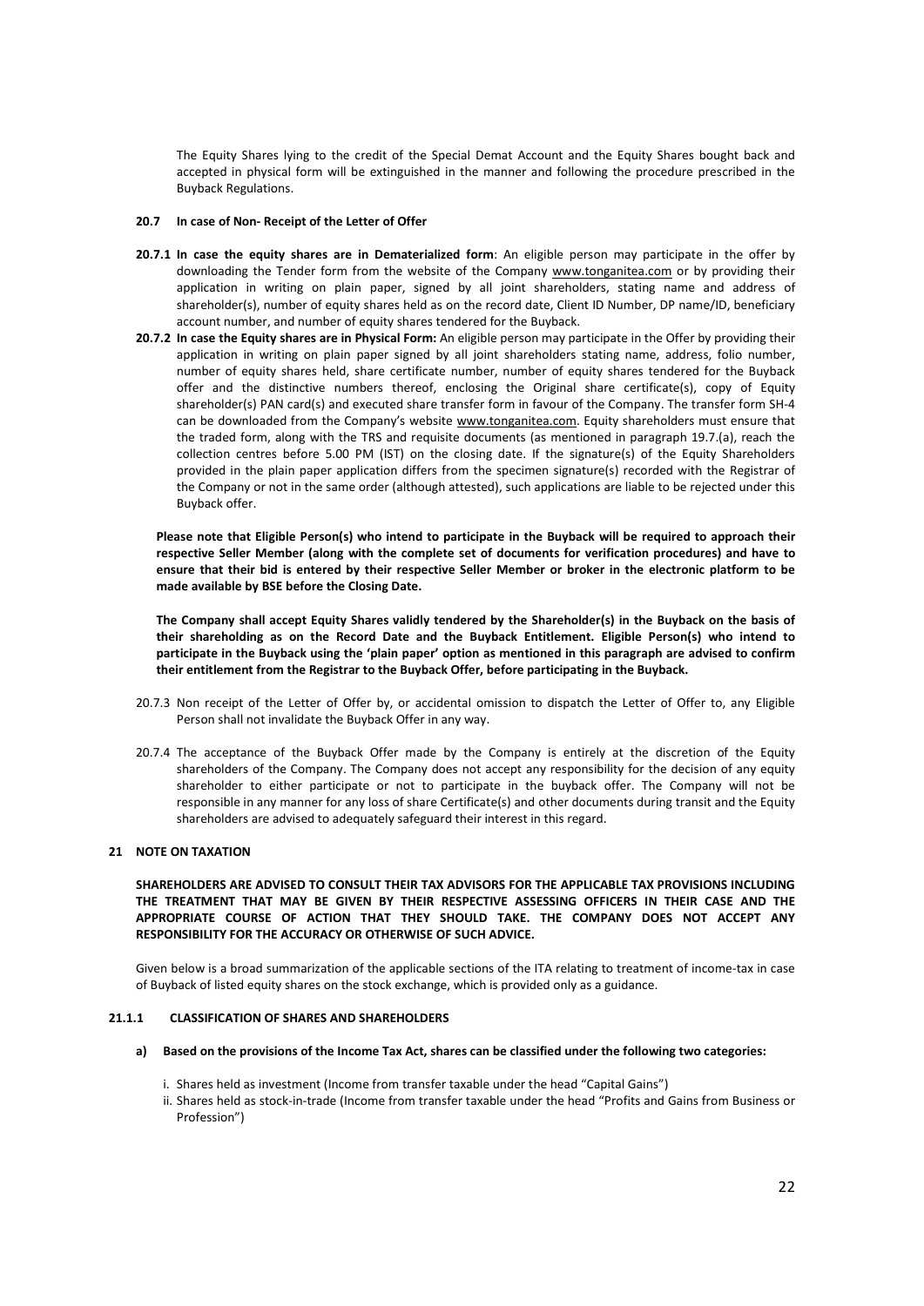The Equity Shares lying to the credit of the Special Demat Account and the Equity Shares bought back and accepted in physical form will be extinguished in the manner and following the procedure prescribed in the Buyback Regulations.

**20.7 In case of Non- Receipt of the Letter of Offer**

**20.7.1 In case the equity shares are in Dematerialized form**: An eligible person may participate in the offer by downloading the Tender form from the website of the Company www.tonganitea.com or by providing their application in writing on plain paper, signed by all joint shareholders, stating name and address of shareholder(s), number of equity shares held as on the record date, Client ID Number, DP name/ID, beneficiary account number, and number of equity shares tendered for the Buyback.

**20.7.2 In case the Equity shares are in Physical Form:** An eligible person may participate in the Offer by providing their application in writing on plain paper signed by all joint shareholders stating name, address, folio number, number of equity shares held, share certificate number, number of equity shares tendered for the Buyback offer and the distinctive numbers thereof, enclosing the Original share certificate(s), copy of Equity shareholder(s) PAN card(s) and executed share transfer form in favour of the Company. The transfer form SH-4 can be downloaded from the Company's website www.tonganitea.com. Equity shareholders must ensure that the traded form, along with the TRS and requisite documents (as mentioned in paragraph 19.7.(a), reach the collection centres before 5.00 PM (IST) on the closing date. If the signature(s) of the Equity Shareholders provided in the plain paper application differs from the specimen signature(s) recorded with the Registrar of the Company or not in the same order (although attested), such applications are liable to be rejected under this Buyback offer.

**Please note that Eligible Person(s) who intend to participate in the Buyback will be required to approach their respective Seller Member (along with the complete set of documents for verification procedures) and have to ensure that their bid is entered by their respective Seller Member or broker in the electronic platform to be made available by BSE before the Closing Date.**

**The Company shall accept Equity Shares validly tendered by the Shareholder(s) in the Buyback on the basis of their shareholding as on the Record Date and the Buyback Entitlement. Eligible Person(s) who intend to participate in the Buyback using the 'plain paper' option as mentioned in this paragraph are advised to confirm their entitlement from the Registrar to the Buyback Offer, before participating in the Buyback.**

20.7.3 Non receipt of the Letter of Offer by, or accidental omission to dispatch the Letter of Offer to, any Eligible Person shall not invalidate the Buyback Offer in any way.

20.7.4 The acceptance of the Buyback Offer made by the Company is entirely at the discretion of the Equity shareholders of the Company. The Company does not accept any responsibility for the decision of any equity shareholder to either participate or not to participate in the buyback offer. The Company will not be responsible in any manner for any loss of share Certificate(s) and other documents during transit and the Equity shareholders are advised to adequately safeguard their interest in this regard.

## 21 NOTE ON TAXATION

**SHAREHOLDERS ARE ADVISED TO CONSULT THEIR TAX ADVISORS FOR THE APPLICABLE TAX PROVISIONS INCLUDING THE TREATMENT THAT MAY BE GIVEN BY THEIR RESPECTIVE ASSESSING OFFICERS IN THEIR CASE AND THE APPROPRIATE COURSE OF ACTION THAT THEY SHOULD TAKE. THE COMPANY DOES NOT ACCEPT ANY RESPONSIBILITY FOR THE ACCURACY OR OTHERWISE OF SUCH ADVICE.**

Given below is a broad summarization of the applicable sections of the ITA relating to treatment of income-tax in case of Buyback of listed equity shares on the stock exchange, which is provided only as a guidance.

### 21.1.1 CLASSIFICATION OF SHARES AND SHAREHOLDERS

**a) Based on the provisions of the Income Tax Act, shares can be classified under the following two categories:**

i. Shares held as investment (Income from transfer taxable under the head "Capital Gains")

ii. Shares held as stock-in-trade (Income from transfer taxable under the head "Profits and Gains from Business or Profession")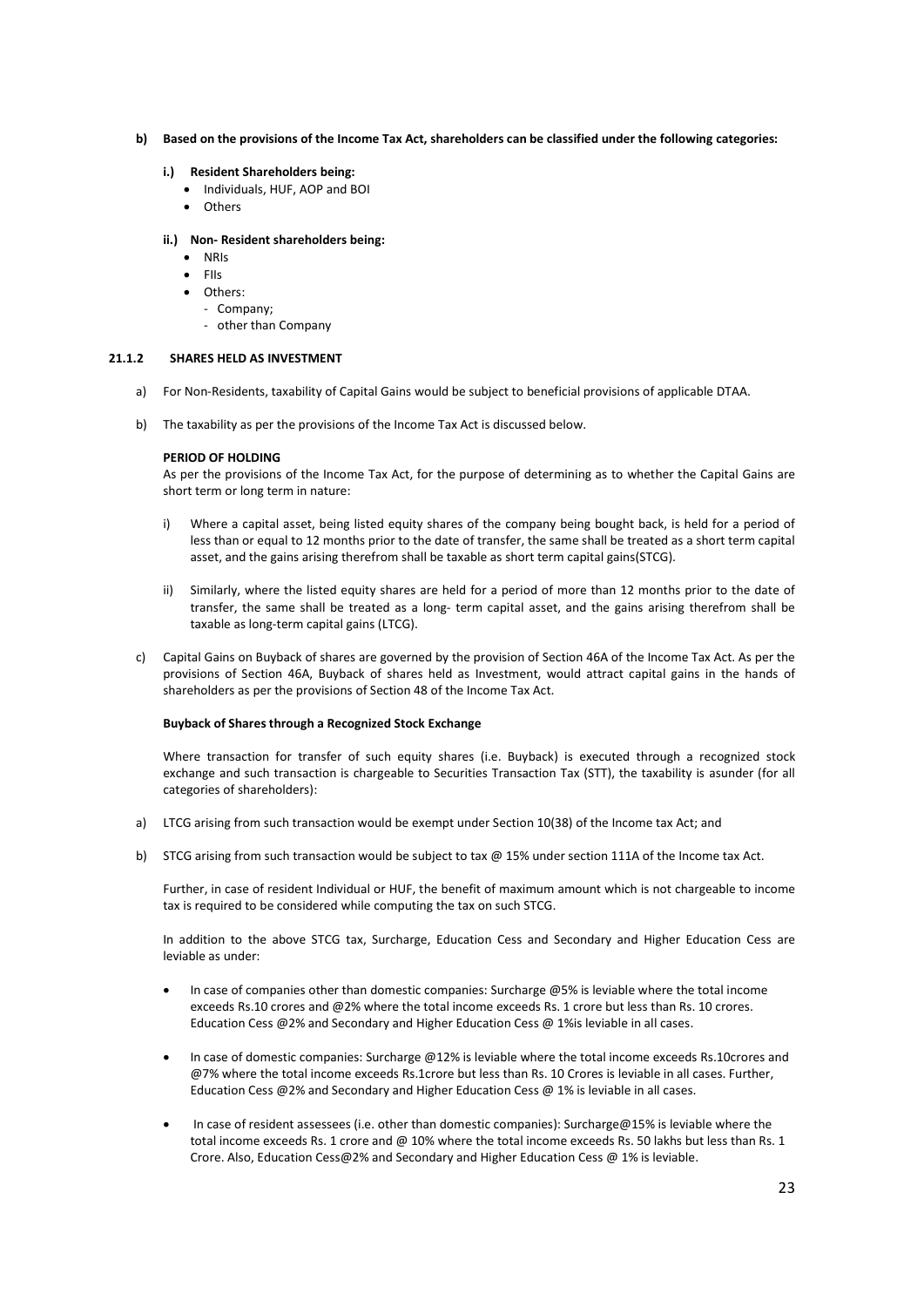**b) Based on the provisions of the Income Tax Act, shareholders can be classified under the following categories:**

**i.) Resident Shareholders being:**

- Individuals, HUF, AOP and BOI
- Others

**ii.) Non- Resident shareholders being:**

- NRIs
- FIIs
- Others:
  - Company;
  - other than Company

### 21.1.2 SHARES HELD AS INVESTMENT

a) For Non-Residents, taxability of Capital Gains would be subject to beneficial provisions of applicable DTAA.

b) The taxability as per the provisions of the Income Tax Act is discussed below.

**PERIOD OF HOLDING**

As per the provisions of the Income Tax Act, for the purpose of determining as to whether the Capital Gains are short term or long term in nature:

i) Where a capital asset, being listed equity shares of the company being bought back, is held for a period of less than or equal to 12 months prior to the date of transfer, the same shall be treated as a short term capital asset, and the gains arising therefrom shall be taxable as short term capital gains(STCG).

ii) Similarly, where the listed equity shares are held for a period of more than 12 months prior to the date of transfer, the same shall be treated as a long- term capital asset, and the gains arising therefrom shall be taxable as long-term capital gains (LTCG).

c) Capital Gains on Buyback of shares are governed by the provision of Section 46A of the Income Tax Act. As per the provisions of Section 46A, Buyback of shares held as Investment, would attract capital gains in the hands of shareholders as per the provisions of Section 48 of the Income Tax Act.

**Buyback of Shares through a Recognized Stock Exchange**

Where transaction for transfer of such equity shares (i.e. Buyback) is executed through a recognized stock exchange and such transaction is chargeable to Securities Transaction Tax (STT), the taxability is asunder (for all categories of shareholders):

a) LTCG arising from such transaction would be exempt under Section 10(38) of the Income tax Act; and

b) STCG arising from such transaction would be subject to tax @ 15% under section 111A of the Income tax Act.

Further, in case of resident Individual or HUF, the benefit of maximum amount which is not chargeable to income tax is required to be considered while computing the tax on such STCG.

In addition to the above STCG tax, Surcharge, Education Cess and Secondary and Higher Education Cess are leviable as under:

- In case of companies other than domestic companies: Surcharge @5% is leviable where the total income exceeds Rs.10 crores and @2% where the total income exceeds Rs. 1 crore but less than Rs. 10 crores. Education Cess @2% and Secondary and Higher Education Cess @ 1%is leviable in all cases.
- In case of domestic companies: Surcharge @12% is leviable where the total income exceeds Rs.10crores and @7% where the total income exceeds Rs.1crore but less than Rs. 10 Crores is leviable in all cases. Further, Education Cess @2% and Secondary and Higher Education Cess @ 1% is leviable in all cases.
- In case of resident assessees (i.e. other than domestic companies): Surcharge@15% is leviable where the total income exceeds Rs. 1 crore and @ 10% where the total income exceeds Rs. 50 lakhs but less than Rs. 1 Crore. Also, Education Cess@2% and Secondary and Higher Education Cess @ 1% is leviable.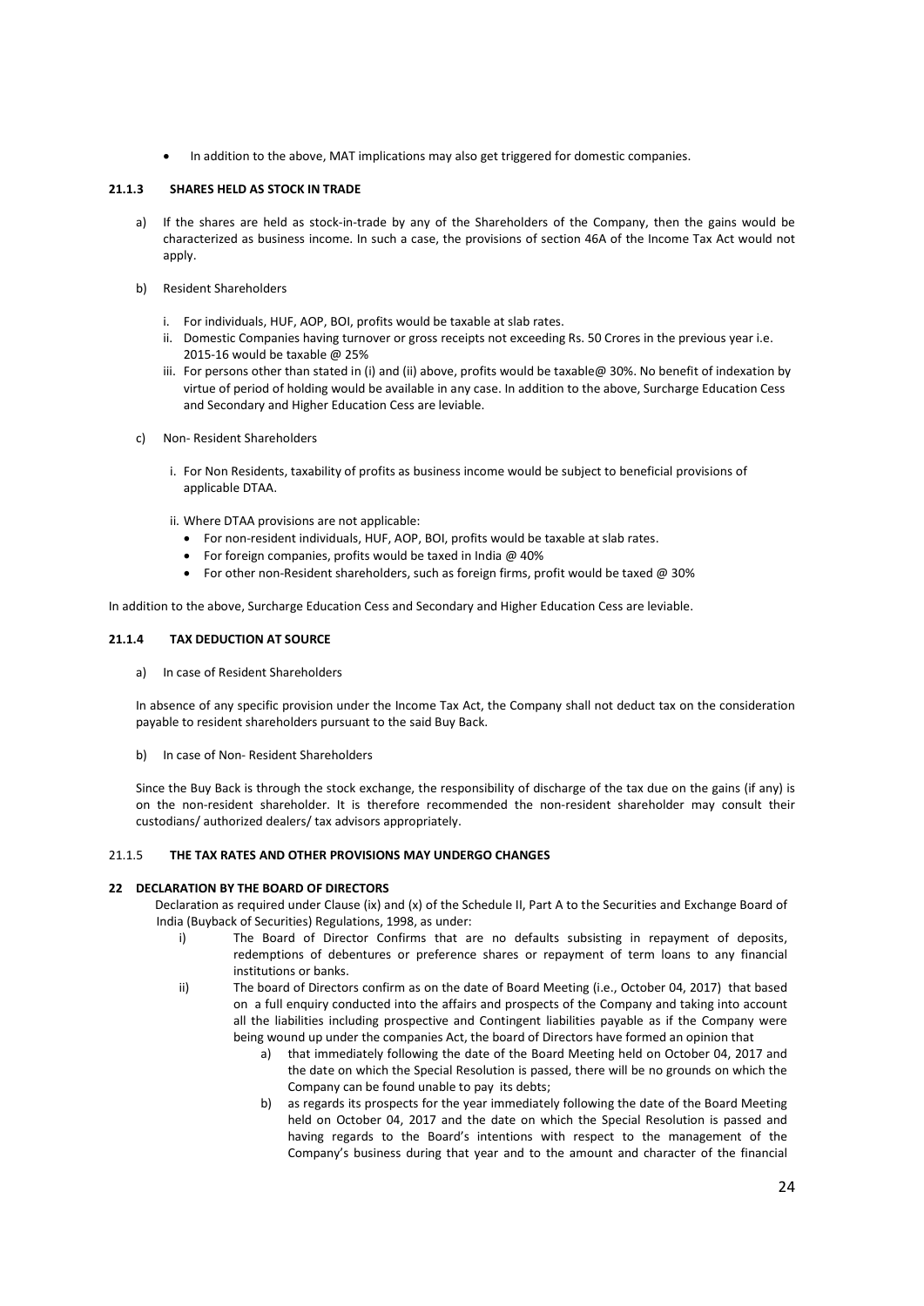- In addition to the above, MAT implications may also get triggered for domestic companies.

### 21.1.3 SHARES HELD AS STOCK IN TRADE

a) If the shares are held as stock-in-trade by any of the Shareholders of the Company, then the gains would be characterized as business income. In such a case, the provisions of section 46A of the Income Tax Act would not apply.

b) Resident Shareholders

   i. For individuals, HUF, AOP, BOI, profits would be taxable at slab rates.
   ii. Domestic Companies having turnover or gross receipts not exceeding Rs. 50 Crores in the previous year i.e. 2015-16 would be taxable @ 25%
   iii. For persons other than stated in (i) and (ii) above, profits would be taxable@ 30%. No benefit of indexation by virtue of period of holding would be available in any case. In addition to the above, Surcharge Education Cess and Secondary and Higher Education Cess are leviable.

c) Non- Resident Shareholders

   i. For Non Residents, taxability of profits as business income would be subject to beneficial provisions of applicable DTAA.

   ii. Where DTAA provisions are not applicable:
      - For non-resident individuals, HUF, AOP, BOI, profits would be taxable at slab rates.
      - For foreign companies, profits would be taxed in India @ 40%
      - For other non-Resident shareholders, such as foreign firms, profit would be taxed @ 30%

In addition to the above, Surcharge Education Cess and Secondary and Higher Education Cess are leviable.

### 21.1.4 TAX DEDUCTION AT SOURCE

a) In case of Resident Shareholders

In absence of any specific provision under the Income Tax Act, the Company shall not deduct tax on the consideration payable to resident shareholders pursuant to the said Buy Back.

b) In case of Non- Resident Shareholders

Since the Buy Back is through the stock exchange, the responsibility of discharge of the tax due on the gains (if any) is on the non-resident shareholder. It is therefore recommended the non-resident shareholder may consult their custodians/ authorized dealers/ tax advisors appropriately.

### 21.1.5 THE TAX RATES AND OTHER PROVISIONS MAY UNDERGO CHANGES

## 22 DECLARATION BY THE BOARD OF DIRECTORS

Declaration as required under Clause (ix) and (x) of the Schedule II, Part A to the Securities and Exchange Board of India (Buyback of Securities) Regulations, 1998, as under:

i) The Board of Director Confirms that are no defaults subsisting in repayment of deposits, redemptions of debentures or preference shares or repayment of term loans to any financial institutions or banks.

ii) The board of Directors confirm as on the date of Board Meeting (i.e., October 04, 2017) that based on a full enquiry conducted into the affairs and prospects of the Company and taking into account all the liabilities including prospective and Contingent liabilities payable as if the Company were being wound up under the companies Act, the board of Directors have formed an opinion that

   a) that immediately following the date of the Board Meeting held on October 04, 2017 and the date on which the Special Resolution is passed, there will be no grounds on which the Company can be found unable to pay its debts;

   b) as regards its prospects for the year immediately following the date of the Board Meeting held on October 04, 2017 and the date on which the Special Resolution is passed and having regards to the Board's intentions with respect to the management of the Company's business during that year and to the amount and character of the financial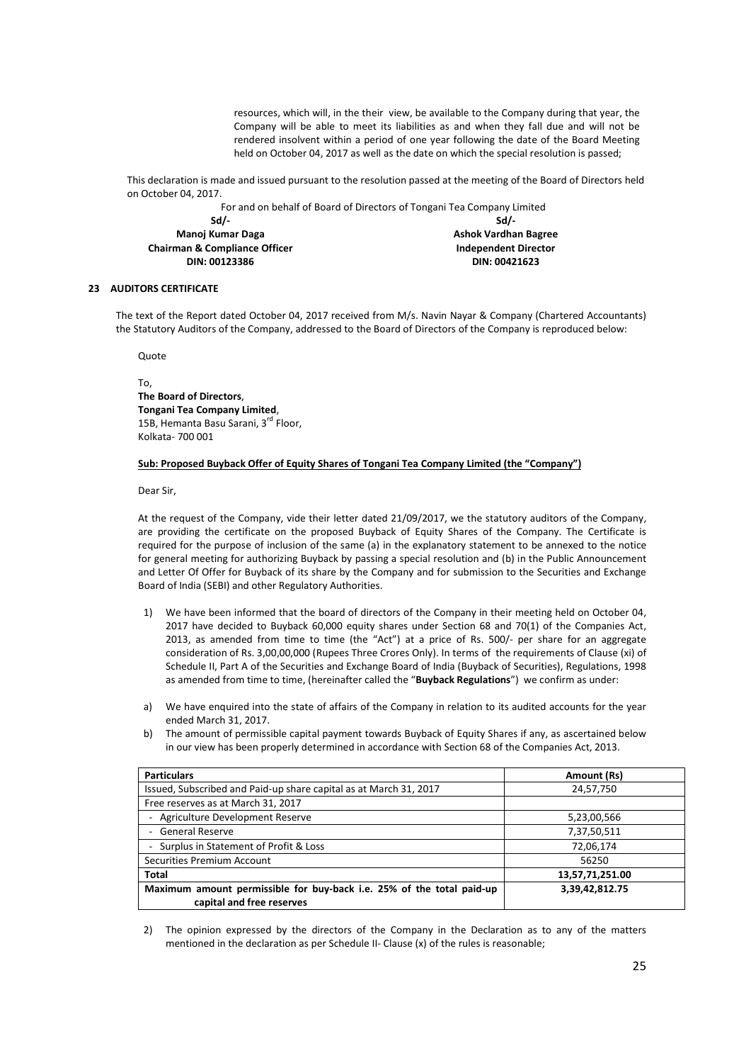resources, which will, in the their view, be available to the Company during that year, the Company will be able to meet its liabilities as and when they fall due and will not be rendered insolvent within a period of one year following the date of the Board Meeting held on October 04, 2017 as well as the date on which the special resolution is passed;

This declaration is made and issued pursuant to the resolution passed at the meeting of the Board of Directors held on October 04, 2017.

For and on behalf of Board of Directors of Tongani Tea Company Limited

| Sd/- | Sd/- |
|---|---|
| **Manoj Kumar Daga** | **Ashok Vardhan Bagree** |
| **Chairman & Compliance Officer** | **Independent Director** |
| **DIN: 00123386** | **DIN: 00421623** |

## 23 AUDITORS CERTIFICATE

The text of the Report dated October 04, 2017 received from M/s. Navin Nayar & Company (Chartered Accountants) the Statutory Auditors of the Company, addressed to the Board of Directors of the Company is reproduced below:

Quote

To,
**The Board of Directors**,
**Tongani Tea Company Limited**,
15B, Hemanta Basu Sarani, 3rd Floor,
Kolkata- 700 001

**Sub: Proposed Buyback Offer of Equity Shares of Tongani Tea Company Limited (the "Company")**

Dear Sir,

At the request of the Company, vide their letter dated 21/09/2017, we the statutory auditors of the Company, are providing the certificate on the proposed Buyback of Equity Shares of the Company. The Certificate is required for the purpose of inclusion of the same (a) in the explanatory statement to be annexed to the notice for general meeting for authorizing Buyback by passing a special resolution and (b) in the Public Announcement and Letter Of Offer for Buyback of its share by the Company and for submission to the Securities and Exchange Board of India (SEBI) and other Regulatory Authorities.

1) We have been informed that the board of directors of the Company in their meeting held on October 04, 2017 have decided to Buyback 60,000 equity shares under Section 68 and 70(1) of the Companies Act, 2013, as amended from time to time (the "Act") at a price of Rs. 500/- per share for an aggregate consideration of Rs. 3,00,00,000 (Rupees Three Crores Only). In terms of the requirements of Clause (xi) of Schedule II, Part A of the Securities and Exchange Board of India (Buyback of Securities), Regulations, 1998 as amended from time to time, (hereinafter called the "**Buyback Regulations**") we confirm as under:

a) We have enquired into the state of affairs of the Company in relation to its audited accounts for the year ended March 31, 2017.

b) The amount of permissible capital payment towards Buyback of Equity Shares if any, as ascertained below in our view has been properly determined in accordance with Section 68 of the Companies Act, 2013.

| **Particulars** | **Amount (Rs)** |
|---|---|
| Issued, Subscribed and Paid-up share capital as at March 31, 2017 | 24,57,750 |
| Free reserves as at March 31, 2017 | |
| - Agriculture Development Reserve | 5,23,00,566 |
| - General Reserve | 7,37,50,511 |
| - Surplus in Statement of Profit & Loss | 72,06,174 |
| Securities Premium Account | 56250 |
| **Total** | **13,57,71,251.00** |
| **Maximum amount permissible for buy-back i.e. 25% of the total paid-up capital and free reserves** | **3,39,42,812.75** |

2) The opinion expressed by the directors of the Company in the Declaration as to any of the matters mentioned in the declaration as per Schedule II- Clause (x) of the rules is reasonable;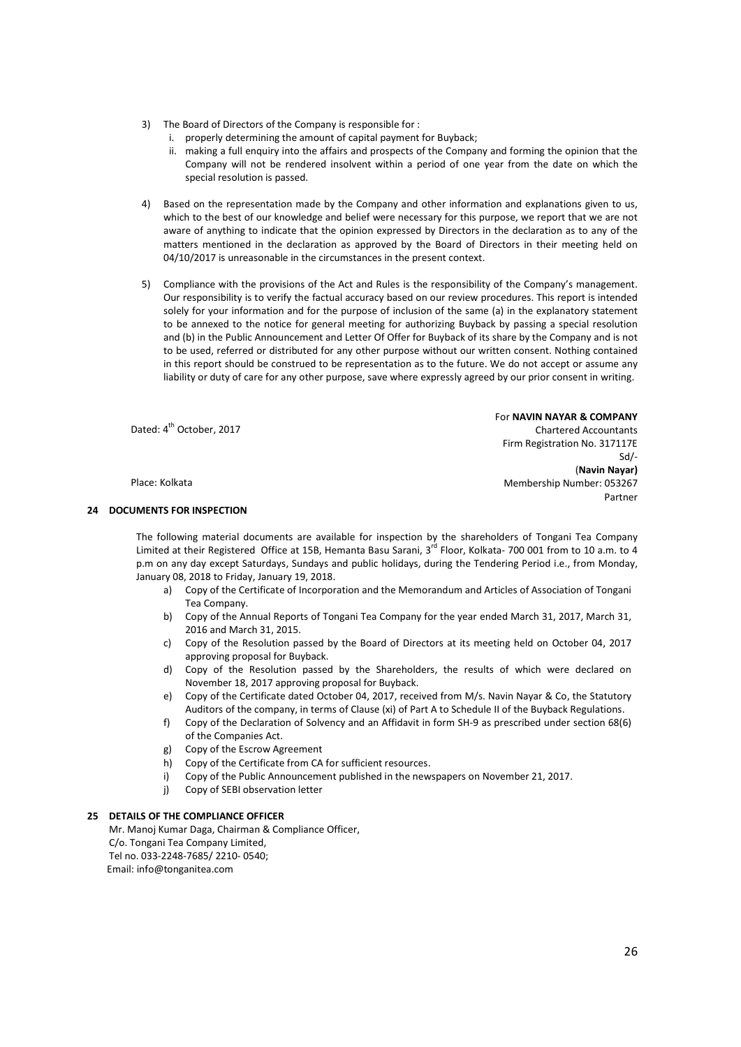3) The Board of Directors of the Company is responsible for :
   i. properly determining the amount of capital payment for Buyback;
   ii. making a full enquiry into the affairs and prospects of the Company and forming the opinion that the Company will not be rendered insolvent within a period of one year from the date on which the special resolution is passed.

4) Based on the representation made by the Company and other information and explanations given to us, which to the best of our knowledge and belief were necessary for this purpose, we report that we are not aware of anything to indicate that the opinion expressed by Directors in the declaration as to any of the matters mentioned in the declaration as approved by the Board of Directors in their meeting held on 04/10/2017 is unreasonable in the circumstances in the present context.

5) Compliance with the provisions of the Act and Rules is the responsibility of the Company's management. Our responsibility is to verify the factual accuracy based on our review procedures. This report is intended solely for your information and for the purpose of inclusion of the same (a) in the explanatory statement to be annexed to the notice for general meeting for authorizing Buyback by passing a special resolution and (b) in the Public Announcement and Letter Of Offer for Buyback of its share by the Company and is not to be used, referred or distributed for any other purpose without our written consent. Nothing contained in this report should be construed to be representation as to the future. We do not accept or assume any liability or duty of care for any other purpose, save where expressly agreed by our prior consent in writing.

For **NAVIN NAYAR & COMPANY**
Chartered Accountants
Firm Registration No. 317117E
Sd/-
(**Navin Nayar)**
Membership Number: 053267
Partner

Dated: 4th October, 2017

Place: Kolkata

## 24 DOCUMENTS FOR INSPECTION

The following material documents are available for inspection by the shareholders of Tongani Tea Company Limited at their Registered Office at 15B, Hemanta Basu Sarani, 3rd Floor, Kolkata- 700 001 from to 10 a.m. to 4 p.m on any day except Saturdays, Sundays and public holidays, during the Tendering Period i.e., from Monday, January 08, 2018 to Friday, January 19, 2018.

a) Copy of the Certificate of Incorporation and the Memorandum and Articles of Association of Tongani Tea Company.
b) Copy of the Annual Reports of Tongani Tea Company for the year ended March 31, 2017, March 31, 2016 and March 31, 2015.
c) Copy of the Resolution passed by the Board of Directors at its meeting held on October 04, 2017 approving proposal for Buyback.
d) Copy of the Resolution passed by the Shareholders, the results of which were declared on November 18, 2017 approving proposal for Buyback.
e) Copy of the Certificate dated October 04, 2017, received from M/s. Navin Nayar & Co, the Statutory Auditors of the company, in terms of Clause (xi) of Part A to Schedule II of the Buyback Regulations.
f) Copy of the Declaration of Solvency and an Affidavit in form SH-9 as prescribed under section 68(6) of the Companies Act.
g) Copy of the Escrow Agreement
h) Copy of the Certificate from CA for sufficient resources.
i) Copy of the Public Announcement published in the newspapers on November 21, 2017.
j) Copy of SEBI observation letter

## 25 DETAILS OF THE COMPLIANCE OFFICER

Mr. Manoj Kumar Daga, Chairman & Compliance Officer,
C/o. Tongani Tea Company Limited,
Tel no. 033-2248-7685/ 2210- 0540;
Email: info@tonganitea.com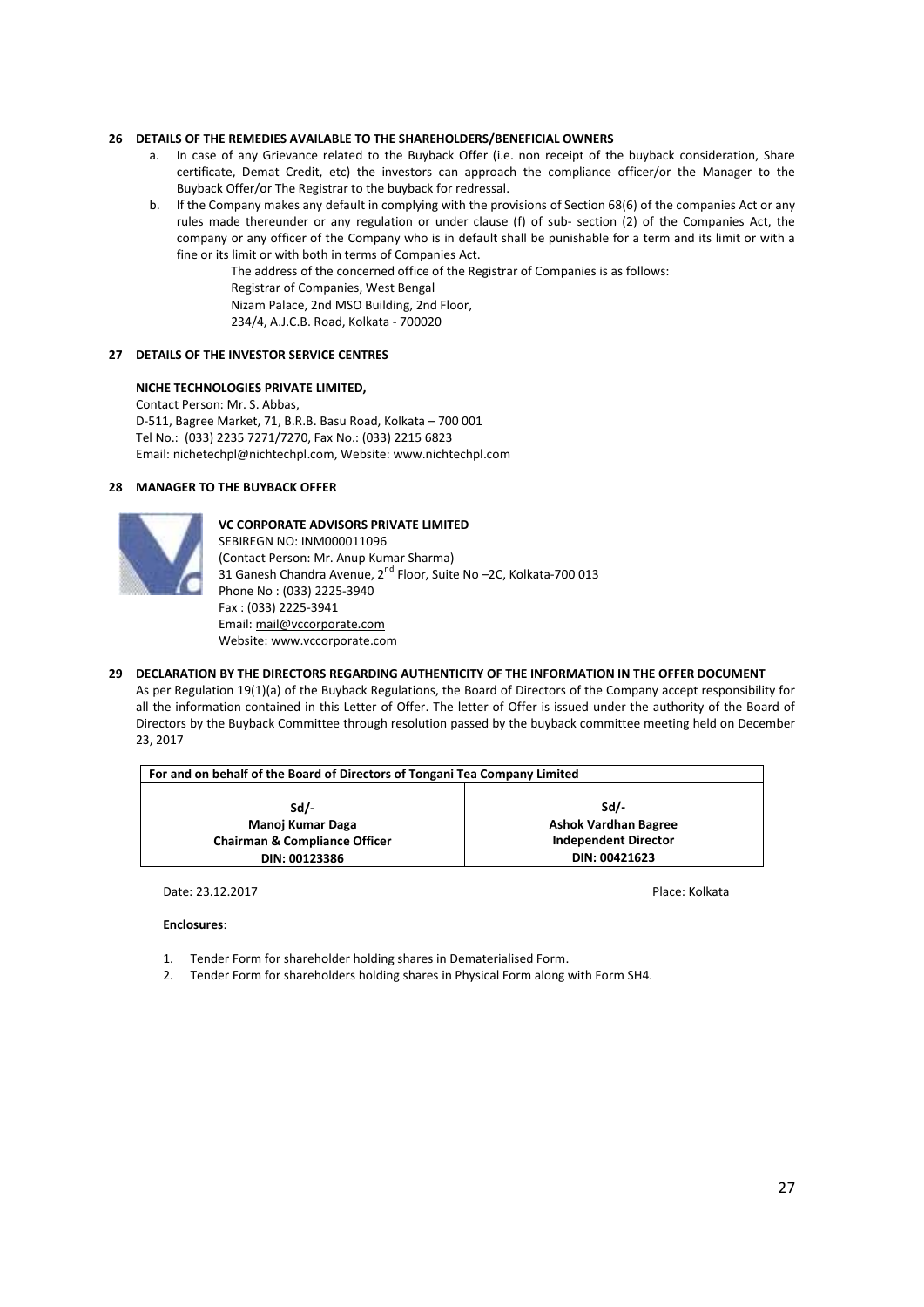## 26 DETAILS OF THE REMEDIES AVAILABLE TO THE SHAREHOLDERS/BENEFICIAL OWNERS

a. In case of any Grievance related to the Buyback Offer (i.e. non receipt of the buyback consideration, Share certificate, Demat Credit, etc) the investors can approach the compliance officer/or the Manager to the Buyback Offer/or The Registrar to the buyback for redressal.

b. If the Company makes any default in complying with the provisions of Section 68(6) of the companies Act or any rules made thereunder or any regulation or under clause (f) of sub- section (2) of the Companies Act, the company or any officer of the Company who is in default shall be punishable for a term and its limit or with a fine or its limit or with both in terms of Companies Act.

The address of the concerned office of the Registrar of Companies is as follows:
Registrar of Companies, West Bengal
Nizam Palace, 2nd MSO Building, 2nd Floor,
234/4, A.J.C.B. Road, Kolkata - 700020

## 27 DETAILS OF THE INVESTOR SERVICE CENTRES

**NICHE TECHNOLOGIES PRIVATE LIMITED,**
Contact Person: Mr. S. Abbas,
D-511, Bagree Market, 71, B.R.B. Basu Road, Kolkata – 700 001
Tel No.: (033) 2235 7271/7270, Fax No.: (033) 2215 6823
Email: nichetechpl@nichtechpl.com, Website: www.nichtechpl.com

## 28 MANAGER TO THE BUYBACK OFFER

**VC CORPORATE ADVISORS PRIVATE LIMITED**
SEBIREGN NO: INM000011096
(Contact Person: Mr. Anup Kumar Sharma)
31 Ganesh Chandra Avenue, 2nd Floor, Suite No –2C, Kolkata-700 013
Phone No : (033) 2225-3940
Fax : (033) 2225-3941
Email: mail@vccorporate.com
Website: www.vccorporate.com

## 29 DECLARATION BY THE DIRECTORS REGARDING AUTHENTICITY OF THE INFORMATION IN THE OFFER DOCUMENT

As per Regulation 19(1)(a) of the Buyback Regulations, the Board of Directors of the Company accept responsibility for all the information contained in this Letter of Offer. The letter of Offer is issued under the authority of the Board of Directors by the Buyback Committee through resolution passed by the buyback committee meeting held on December 23, 2017

| For and on behalf of the Board of Directors of Tongani Tea Company Limited | |
|---|---|
| Sd/-<br>**Manoj Kumar Daga**<br>**Chairman & Compliance Officer**<br>**DIN: 00123386** | Sd/-<br>**Ashok Vardhan Bagree**<br>**Independent Director**<br>**DIN: 00421623** |

Date: 23.12.2017

Place: Kolkata

**Enclosures**:

1. Tender Form for shareholder holding shares in Dematerialised Form.
2. Tender Form for shareholders holding shares in Physical Form along with Form SH4.